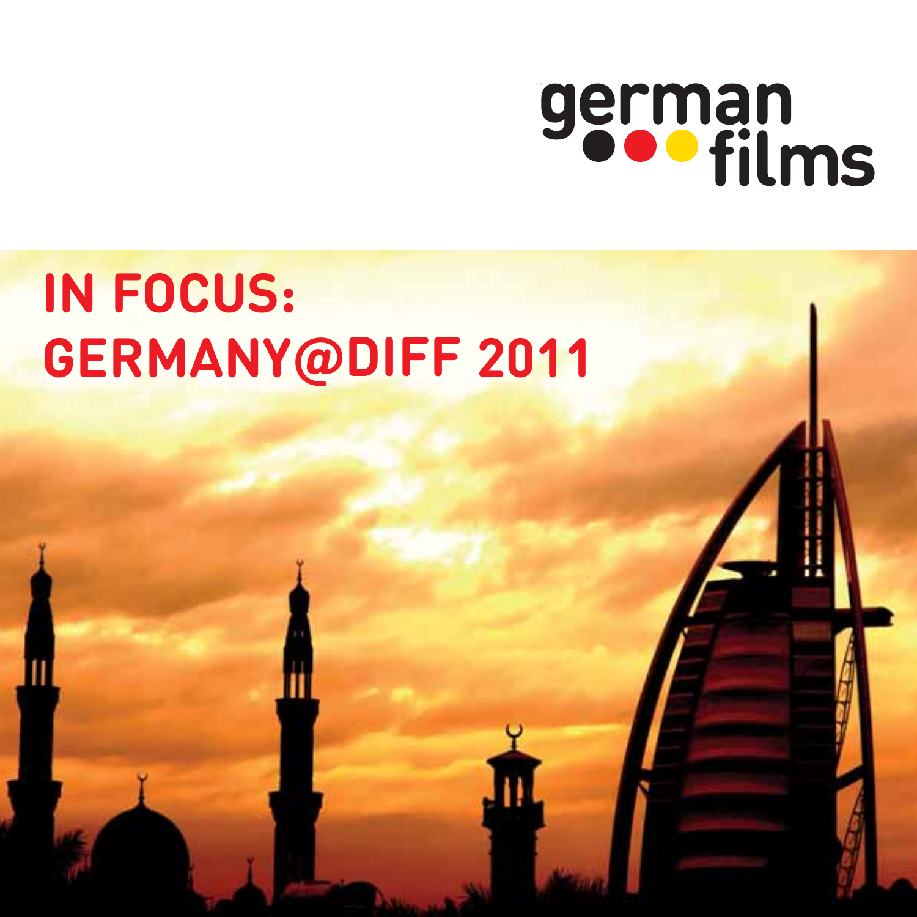german films

# IN FOCUS: GERMANY@DIFF 2011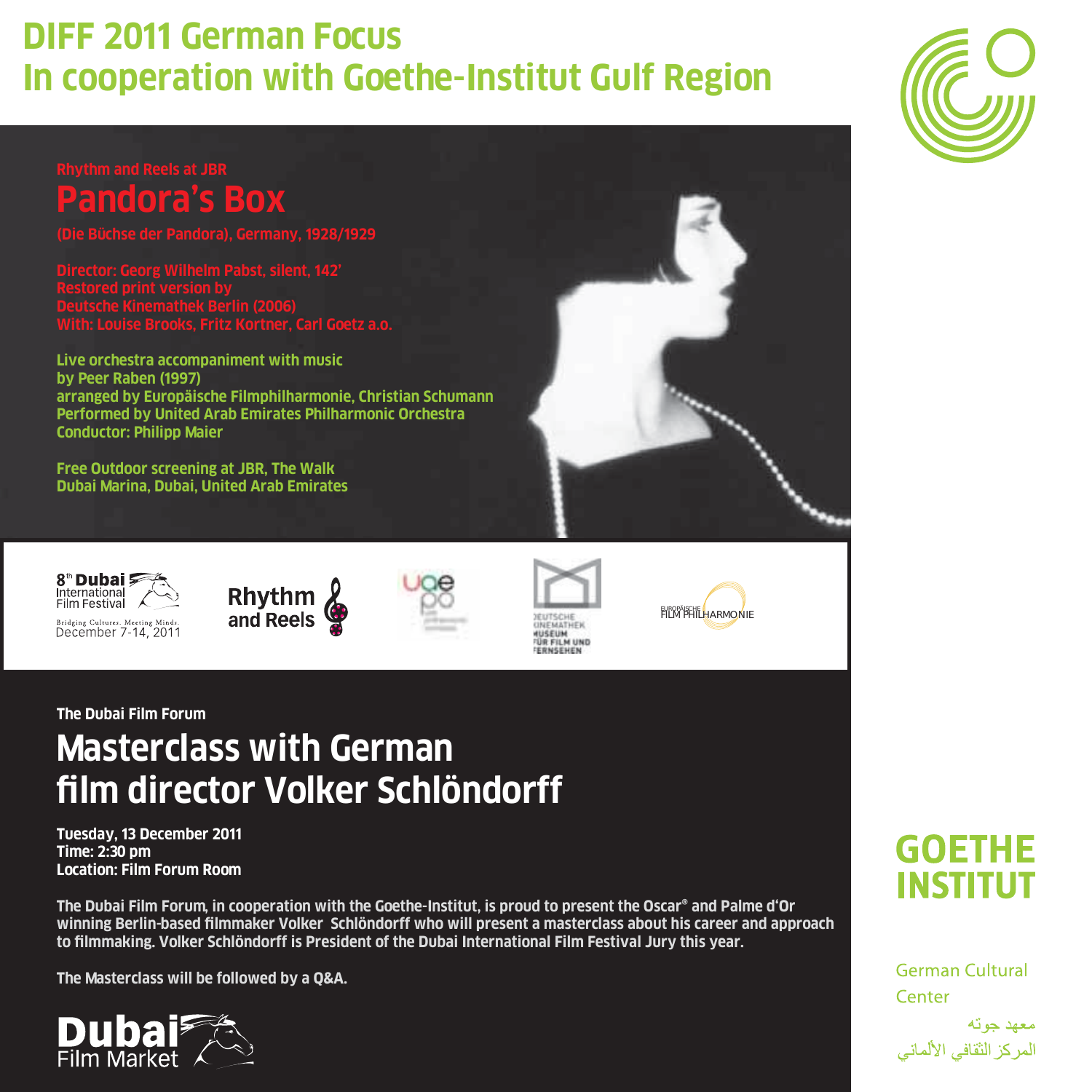# DIFF 2011 German Focus
# In cooperation with Goethe-Institut Gulf Region

Rhythm and Reels at JBR

## Pandora's Box

(Die Büchse der Pandora), Germany, 1928/1929

Director: Georg Wilhelm Pabst, silent, 142'
Restored print version by
Deutsche Kinemathek Berlin (2006)
With: Louise Brooks, Fritz Kortner, Carl Goetz a.o.

Live orchestra accompaniment with music
by Peer Raben (1997)
arranged by Europäische Filmphilharmonie, Christian Schumann
Performed by United Arab Emirates Philharmonic Orchestra
Conductor: Philipp Maier

Free Outdoor screening at JBR, The Walk
Dubai Marina, Dubai, United Arab Emirates

8th Dubai International Film Festival
Bridging Cultures. Meeting Minds.
December 7-14, 2011

Rhythm and Reels

Deutsche Kinemathek Museum für Film und Fernsehen

Europäische Film Philharmonie

The Dubai Film Forum

## Masterclass with German film director Volker Schlöndorff

Tuesday, 13 December 2011
Time: 2:30 pm
Location: Film Forum Room

The Dubai Film Forum, in cooperation with the Goethe-Institut, is proud to present the Oscar® and Palme d'Or winning Berlin-based filmmaker Volker Schlöndorff who will present a masterclass about his career and approach to filmmaking. Volker Schlöndorff is President of the Dubai International Film Festival Jury this year.

The Masterclass will be followed by a Q&A.

Dubai Film Market

GOETHE INSTITUT

German Cultural Center

معهد جوته
المركز الثقافي الألماني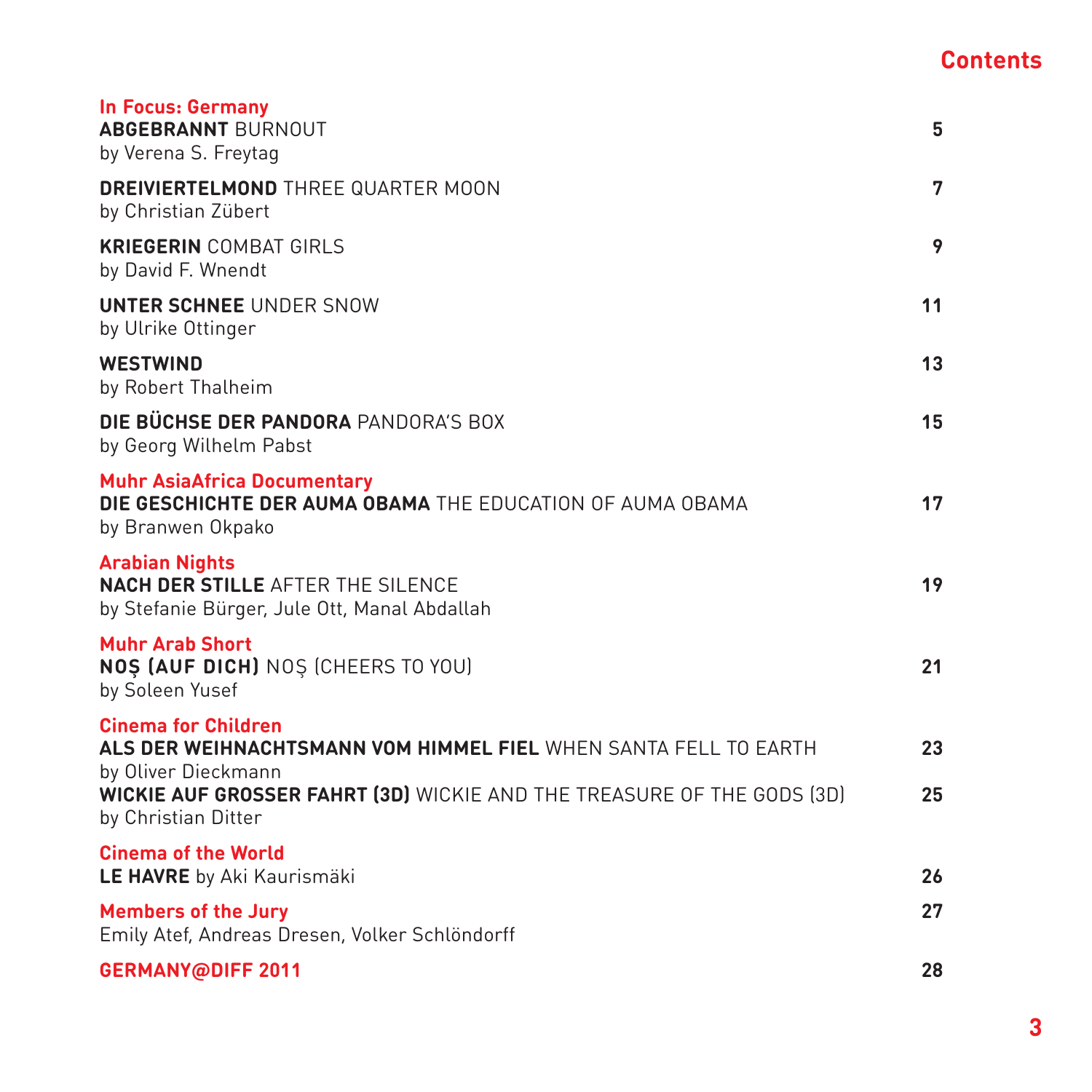# Contents

## In Focus: Germany

**ABGEBRANNT** BURNOUT
by Verena S. Freytag — 5

**DREIVIERTELMOND** THREE QUARTER MOON
by Christian Zübert — 7

**KRIEGERIN** COMBAT GIRLS
by David F. Wnendt — 9

**UNTER SCHNEE** UNDER SNOW
by Ulrike Ottinger — 11

**WESTWIND**
by Robert Thalheim — 13

**DIE BÜCHSE DER PANDORA** PANDORA'S BOX
by Georg Wilhelm Pabst — 15

## Muhr AsiaAfrica Documentary

**DIE GESCHICHTE DER AUMA OBAMA** THE EDUCATION OF AUMA OBAMA
by Branwen Okpako — 17

## Arabian Nights

**NACH DER STILLE** AFTER THE SILENCE
by Stefanie Bürger, Jule Ott, Manal Abdallah — 19

## Muhr Arab Short

**NOȘ (AUF DICH)** NOȘ (CHEERS TO YOU)
by Soleen Yusef — 21

## Cinema for Children

**ALS DER WEIHNACHTSMANN VOM HIMMEL FIEL** WHEN SANTA FELL TO EARTH
by Oliver Dieckmann — 23

**WICKIE AUF GROSSER FAHRT (3D)** WICKIE AND THE TREASURE OF THE GODS (3D)
by Christian Ditter — 25

## Cinema of the World

**LE HAVRE** by Aki Kaurismäki — 26

## Members of the Jury — 27

Emily Atef, Andreas Dresen, Volker Schlöndorff

## GERMANY@DIFF 2011 — 28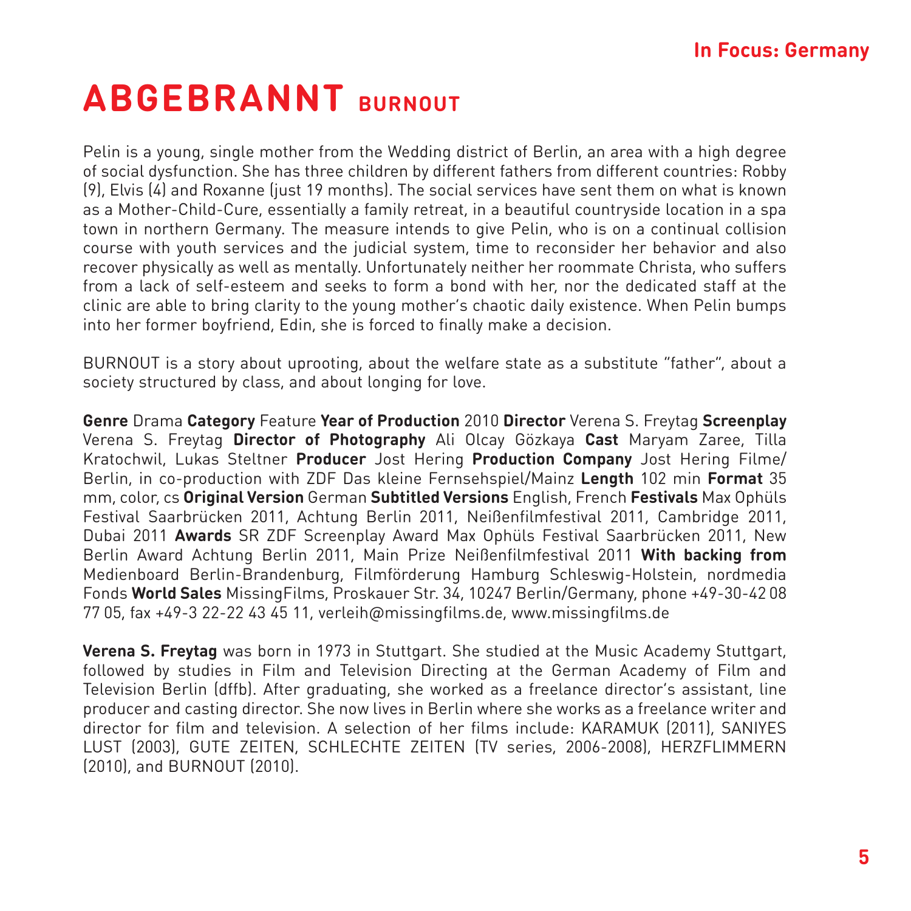# ABGEBRANNT BURNOUT

Pelin is a young, single mother from the Wedding district of Berlin, an area with a high degree of social dysfunction. She has three children by different fathers from different countries: Robby (9), Elvis (4) and Roxanne (just 19 months). The social services have sent them on what is known as a Mother-Child-Cure, essentially a family retreat, in a beautiful countryside location in a spa town in northern Germany. The measure intends to give Pelin, who is on a continual collision course with youth services and the judicial system, time to reconsider her behavior and also recover physically as well as mentally. Unfortunately neither her roommate Christa, who suffers from a lack of self-esteem and seeks to form a bond with her, nor the dedicated staff at the clinic are able to bring clarity to the young mother's chaotic daily existence. When Pelin bumps into her former boyfriend, Edin, she is forced to finally make a decision.

BURNOUT is a story about uprooting, about the welfare state as a substitute "father", about a society structured by class, and about longing for love.

**Genre** Drama **Category** Feature **Year of Production** 2010 **Director** Verena S. Freytag **Screenplay** Verena S. Freytag **Director of Photography** Ali Olcay Gözkaya **Cast** Maryam Zaree, Tilla Kratochwil, Lukas Steltner **Producer** Jost Hering **Production Company** Jost Hering Filme/ Berlin, in co-production with ZDF Das kleine Fernsehspiel/Mainz **Length** 102 min **Format** 35 mm, color, cs **Original Version** German **Subtitled Versions** English, French **Festivals** Max Ophüls Festival Saarbrücken 2011, Achtung Berlin 2011, Neißenfilmfestival 2011, Cambridge 2011, Dubai 2011 **Awards** SR ZDF Screenplay Award Max Ophüls Festival Saarbrücken 2011, New Berlin Award Achtung Berlin 2011, Main Prize Neißenfilmfestival 2011 **With backing from** Medienboard Berlin-Brandenburg, Filmförderung Hamburg Schleswig-Holstein, nordmedia Fonds **World Sales** MissingFilms, Proskauer Str. 34, 10247 Berlin/Germany, phone +49-30-42 08 77 05, fax +49-3 22-22 43 45 11, verleih@missingfilms.de, www.missingfilms.de

**Verena S. Freytag** was born in 1973 in Stuttgart. She studied at the Music Academy Stuttgart, followed by studies in Film and Television Directing at the German Academy of Film and Television Berlin (dffb). After graduating, she worked as a freelance director's assistant, line producer and casting director. She now lives in Berlin where she works as a freelance writer and director for film and television. A selection of her films include: KARAMUK (2011), SANIYES LUST (2003), GUTE ZEITEN, SCHLECHTE ZEITEN (TV series, 2006-2008), HERZFLIMMERN (2010), and BURNOUT (2010).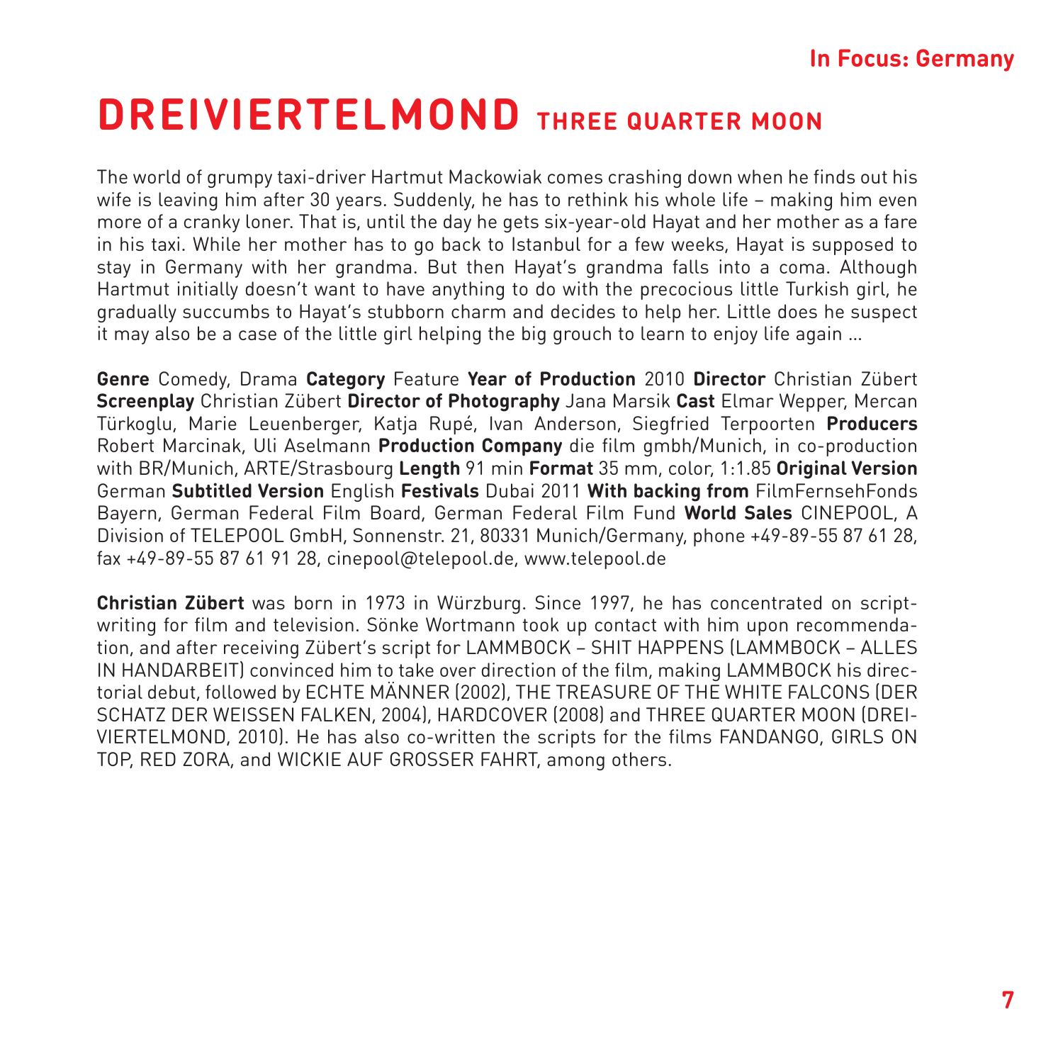# DREIVIERTELMOND THREE QUARTER MOON

The world of grumpy taxi-driver Hartmut Mackowiak comes crashing down when he finds out his wife is leaving him after 30 years. Suddenly, he has to rethink his whole life – making him even more of a cranky loner. That is, until the day he gets six-year-old Hayat and her mother as a fare in his taxi. While her mother has to go back to Istanbul for a few weeks, Hayat is supposed to stay in Germany with her grandma. But then Hayat's grandma falls into a coma. Although Hartmut initially doesn't want to have anything to do with the precocious little Turkish girl, he gradually succumbs to Hayat's stubborn charm and decides to help her. Little does he suspect it may also be a case of the little girl helping the big grouch to learn to enjoy life again ...

**Genre** Comedy, Drama **Category** Feature **Year of Production** 2010 **Director** Christian Zübert **Screenplay** Christian Zübert **Director of Photography** Jana Marsik **Cast** Elmar Wepper, Mercan Türkoglu, Marie Leuenberger, Katja Rupé, Ivan Anderson, Siegfried Terpoorten **Producers** Robert Marcinak, Uli Aselmann **Production Company** die film gmbh/Munich, in co-production with BR/Munich, ARTE/Strasbourg **Length** 91 min **Format** 35 mm, color, 1:1.85 **Original Version** German **Subtitled Version** English **Festivals** Dubai 2011 **With backing from** FilmFernsehFonds Bayern, German Federal Film Board, German Federal Film Fund **World Sales** CINEPOOL, A Division of TELEPOOL GmbH, Sonnenstr. 21, 80331 Munich/Germany, phone +49-89-55 87 61 28, fax +49-89-55 87 61 91 28, cinepool@telepool.de, www.telepool.de

**Christian Zübert** was born in 1973 in Würzburg. Since 1997, he has concentrated on script-writing for film and television. Sönke Wortmann took up contact with him upon recommendation, and after receiving Zübert's script for LAMMBOCK – SHIT HAPPENS (LAMMBOCK – ALLES IN HANDARBEIT) convinced him to take over direction of the film, making LAMMBOCK his directorial debut, followed by ECHTE MÄNNER (2002), THE TREASURE OF THE WHITE FALCONS (DER SCHATZ DER WEISSEN FALKEN, 2004), HARDCOVER (2008) and THREE QUARTER MOON (DREIVIERTELMOND, 2010). He has also co-written the scripts for the films FANDANGO, GIRLS ON TOP, RED ZORA, and WICKIE AUF GROSSER FAHRT, among others.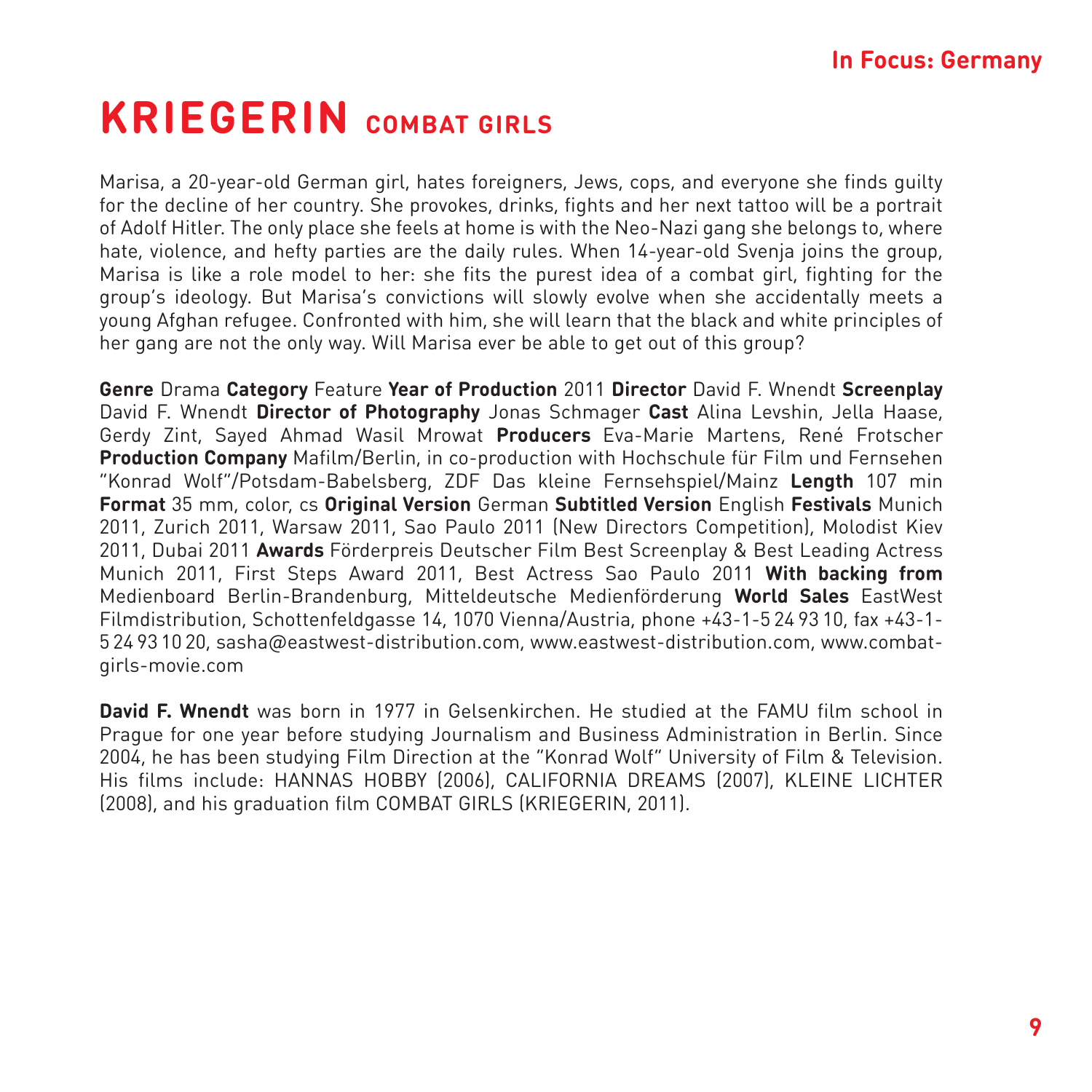# KRIEGERIN COMBAT GIRLS

Marisa, a 20-year-old German girl, hates foreigners, Jews, cops, and everyone she finds guilty for the decline of her country. She provokes, drinks, fights and her next tattoo will be a portrait of Adolf Hitler. The only place she feels at home is with the Neo-Nazi gang she belongs to, where hate, violence, and hefty parties are the daily rules. When 14-year-old Svenja joins the group, Marisa is like a role model to her: she fits the purest idea of a combat girl, fighting for the group's ideology. But Marisa's convictions will slowly evolve when she accidentally meets a young Afghan refugee. Confronted with him, she will learn that the black and white principles of her gang are not the only way. Will Marisa ever be able to get out of this group?

**Genre** Drama **Category** Feature **Year of Production** 2011 **Director** David F. Wnendt **Screenplay** David F. Wnendt **Director of Photography** Jonas Schmager **Cast** Alina Levshin, Jella Haase, Gerdy Zint, Sayed Ahmad Wasil Mrowat **Producers** Eva-Marie Martens, René Frotscher **Production Company** Mafilm/Berlin, in co-production with Hochschule für Film und Fernsehen "Konrad Wolf"/Potsdam-Babelsberg, ZDF Das kleine Fernsehspiel/Mainz **Length** 107 min **Format** 35 mm, color, cs **Original Version** German **Subtitled Version** English **Festivals** Munich 2011, Zurich 2011, Warsaw 2011, Sao Paulo 2011 (New Directors Competition), Molodist Kiev 2011, Dubai 2011 **Awards** Förderpreis Deutscher Film Best Screenplay & Best Leading Actress Munich 2011, First Steps Award 2011, Best Actress Sao Paulo 2011 **With backing from** Medienboard Berlin-Brandenburg, Mitteldeutsche Medienförderung **World Sales** EastWest Filmdistribution, Schottenfeldgasse 14, 1070 Vienna/Austria, phone +43-1-5 24 93 10, fax +43-1-5 24 93 10 20, sasha@eastwest-distribution.com, www.eastwest-distribution.com, www.combat-girls-movie.com

**David F. Wnendt** was born in 1977 in Gelsenkirchen. He studied at the FAMU film school in Prague for one year before studying Journalism and Business Administration in Berlin. Since 2004, he has been studying Film Direction at the "Konrad Wolf" University of Film & Television. His films include: HANNAS HOBBY (2006), CALIFORNIA DREAMS (2007), KLEINE LICHTER (2008), and his graduation film COMBAT GIRLS (KRIEGERIN, 2011).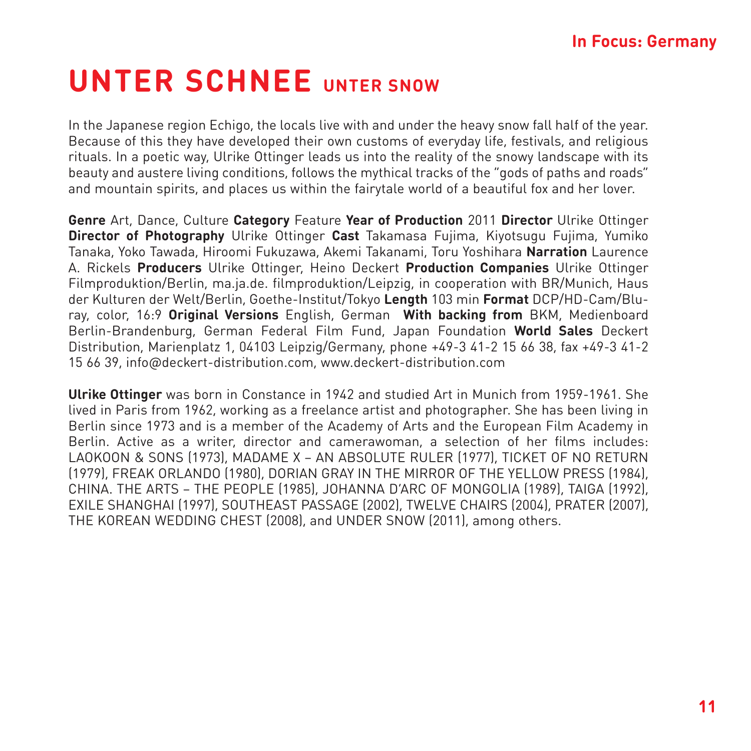# UNTER SCHNEE UNTER SNOW

In the Japanese region Echigo, the locals live with and under the heavy snow fall half of the year. Because of this they have developed their own customs of everyday life, festivals, and religious rituals. In a poetic way, Ulrike Ottinger leads us into the reality of the snowy landscape with its beauty and austere living conditions, follows the mythical tracks of the "gods of paths and roads" and mountain spirits, and places us within the fairytale world of a beautiful fox and her lover.

**Genre** Art, Dance, Culture **Category** Feature **Year of Production** 2011 **Director** Ulrike Ottinger **Director of Photography** Ulrike Ottinger **Cast** Takamasa Fujima, Kiyotsugu Fujima, Yumiko Tanaka, Yoko Tawada, Hiroomi Fukuzawa, Akemi Takanami, Toru Yoshihara **Narration** Laurence A. Rickels **Producers** Ulrike Ottinger, Heino Deckert **Production Companies** Ulrike Ottinger Filmproduktion/Berlin, ma.ja.de. filmproduktion/Leipzig, in cooperation with BR/Munich, Haus der Kulturen der Welt/Berlin, Goethe-Institut/Tokyo **Length** 103 min **Format** DCP/HD-Cam/Blu-ray, color, 16:9 **Original Versions** English, German **With backing from** BKM, Medienboard Berlin-Brandenburg, German Federal Film Fund, Japan Foundation **World Sales** Deckert Distribution, Marienplatz 1, 04103 Leipzig/Germany, phone +49-3 41-2 15 66 38, fax +49-3 41-2 15 66 39, info@deckert-distribution.com, www.deckert-distribution.com

**Ulrike Ottinger** was born in Constance in 1942 and studied Art in Munich from 1959-1961. She lived in Paris from 1962, working as a freelance artist and photographer. She has been living in Berlin since 1973 and is a member of the Academy of Arts and the European Film Academy in Berlin. Active as a writer, director and camerawoman, a selection of her films includes: LAOKOON & SONS (1973), MADAME X – AN ABSOLUTE RULER (1977), TICKET OF NO RETURN (1979), FREAK ORLANDO (1980), DORIAN GRAY IN THE MIRROR OF THE YELLOW PRESS (1984), CHINA. THE ARTS – THE PEOPLE (1985), JOHANNA D'ARC OF MONGOLIA (1989), TAIGA (1992), EXILE SHANGHAI (1997), SOUTHEAST PASSAGE (2002), TWELVE CHAIRS (2004), PRATER (2007), THE KOREAN WEDDING CHEST (2008), and UNDER SNOW (2011), among others.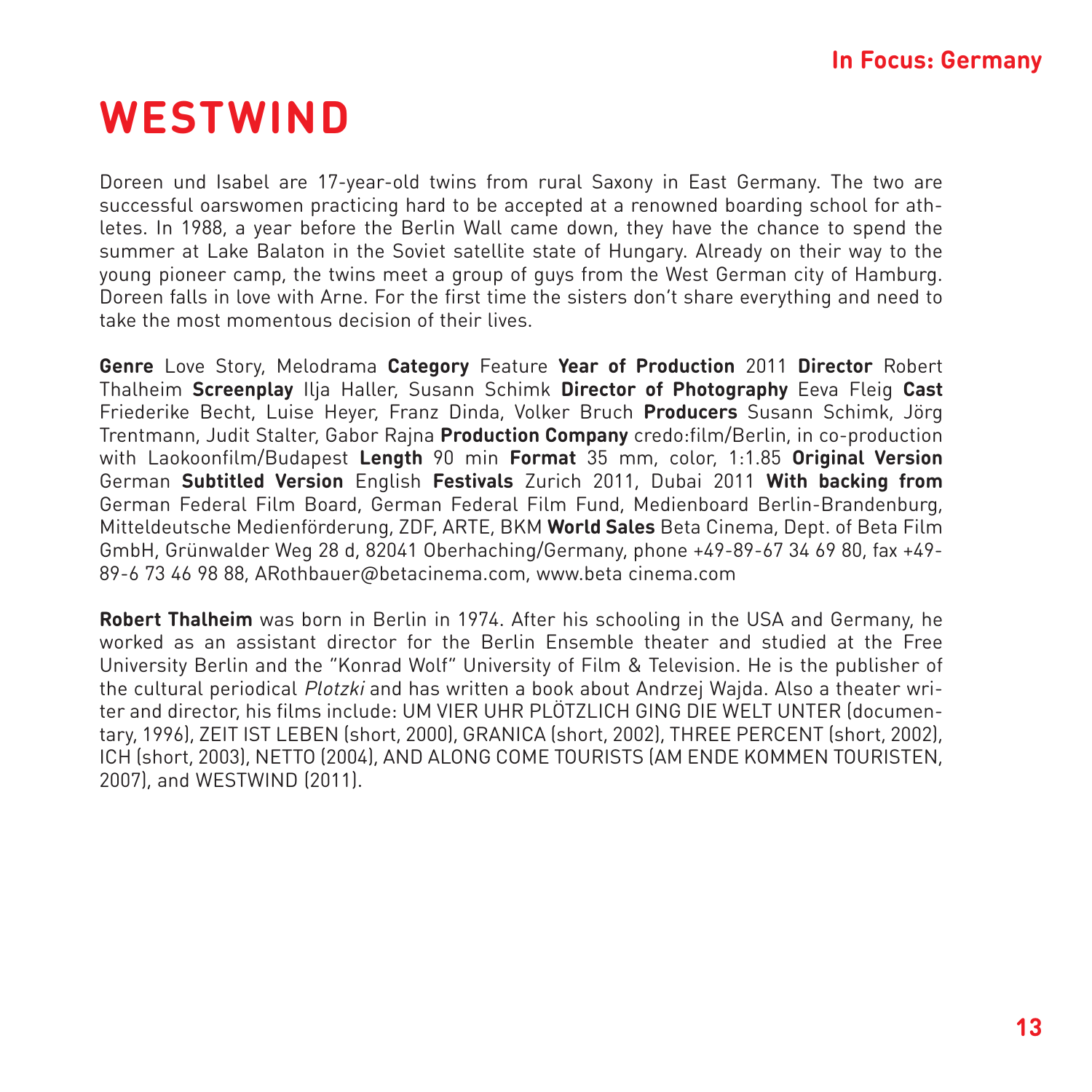# WESTWIND

Doreen und Isabel are 17-year-old twins from rural Saxony in East Germany. The two are successful oarswomen practicing hard to be accepted at a renowned boarding school for athletes. In 1988, a year before the Berlin Wall came down, they have the chance to spend the summer at Lake Balaton in the Soviet satellite state of Hungary. Already on their way to the young pioneer camp, the twins meet a group of guys from the West German city of Hamburg. Doreen falls in love with Arne. For the first time the sisters don't share everything and need to take the most momentous decision of their lives.

**Genre** Love Story, Melodrama **Category** Feature **Year of Production** 2011 **Director** Robert Thalheim **Screenplay** Ilja Haller, Susann Schimk **Director of Photography** Eeva Fleig **Cast** Friederike Becht, Luise Heyer, Franz Dinda, Volker Bruch **Producers** Susann Schimk, Jörg Trentmann, Judit Stalter, Gabor Rajna **Production Company** credo:film/Berlin, in co-production with Laokoonfilm/Budapest **Length** 90 min **Format** 35 mm, color, 1:1.85 **Original Version** German **Subtitled Version** English **Festivals** Zurich 2011, Dubai 2011 **With backing from** German Federal Film Board, German Federal Film Fund, Medienboard Berlin-Brandenburg, Mitteldeutsche Medienförderung, ZDF, ARTE, BKM **World Sales** Beta Cinema, Dept. of Beta Film GmbH, Grünwalder Weg 28 d, 82041 Oberhaching/Germany, phone +49-89-67 34 69 80, fax +49-89-6 73 46 98 88, ARothbauer@betacinema.com, www.beta cinema.com

**Robert Thalheim** was born in Berlin in 1974. After his schooling in the USA and Germany, he worked as an assistant director for the Berlin Ensemble theater and studied at the Free University Berlin and the "Konrad Wolf" University of Film & Television. He is the publisher of the cultural periodical *Plotzki* and has written a book about Andrzej Wajda. Also a theater writer and director, his films include: UM VIER UHR PLÖTZLICH GING DIE WELT UNTER (documentary, 1996), ZEIT IST LEBEN (short, 2000), GRANICA (short, 2002), THREE PERCENT (short, 2002), ICH (short, 2003), NETTO (2004), AND ALONG COME TOURISTS (AM ENDE KOMMEN TOURISTEN, 2007), and WESTWIND (2011).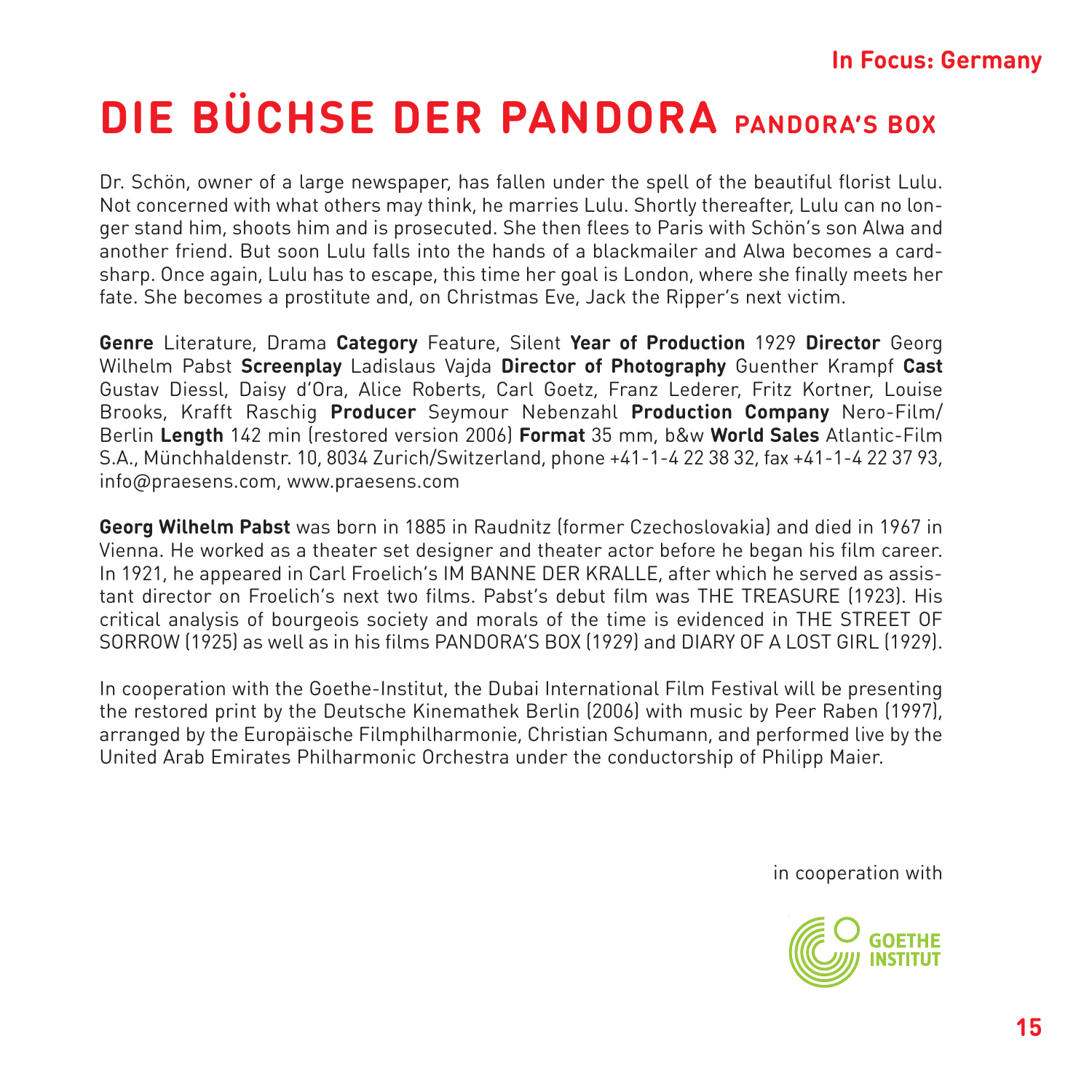# DIE BÜCHSE DER PANDORA PANDORA'S BOX

Dr. Schön, owner of a large newspaper, has fallen under the spell of the beautiful florist Lulu. Not concerned with what others may think, he marries Lulu. Shortly thereafter, Lulu can no longer stand him, shoots him and is prosecuted. She then flees to Paris with Schön's son Alwa and another friend. But soon Lulu falls into the hands of a blackmailer and Alwa becomes a cardsharp. Once again, Lulu has to escape, this time her goal is London, where she finally meets her fate. She becomes a prostitute and, on Christmas Eve, Jack the Ripper's next victim.

**Genre** Literature, Drama **Category** Feature, Silent **Year of Production** 1929 **Director** Georg Wilhelm Pabst **Screenplay** Ladislaus Vajda **Director of Photography** Guenther Krampf **Cast** Gustav Diessl, Daisy d'Ora, Alice Roberts, Carl Goetz, Franz Lederer, Fritz Kortner, Louise Brooks, Krafft Raschig **Producer** Seymour Nebenzahl **Production Company** Nero-Film/Berlin **Length** 142 min (restored version 2006) **Format** 35 mm, b&w **World Sales** Atlantic-Film S.A., Münchhaldenstr. 10, 8034 Zurich/Switzerland, phone +41-1-4 22 38 32, fax +41-1-4 22 37 93, info@praesens.com, www.praesens.com

**Georg Wilhelm Pabst** was born in 1885 in Raudnitz (former Czechoslovakia) and died in 1967 in Vienna. He worked as a theater set designer and theater actor before he began his film career. In 1921, he appeared in Carl Froelich's IM BANNE DER KRALLE, after which he served as assistant director on Froelich's next two films. Pabst's debut film was THE TREASURE (1923). His critical analysis of bourgeois society and morals of the time is evidenced in THE STREET OF SORROW (1925) as well as in his films PANDORA'S BOX (1929) and DIARY OF A LOST GIRL (1929).

In cooperation with the Goethe-Institut, the Dubai International Film Festival will be presenting the restored print by the Deutsche Kinemathek Berlin (2006) with music by Peer Raben (1997), arranged by the Europäische Filmphilharmonie, Christian Schumann, and performed live by the United Arab Emirates Philharmonic Orchestra under the conductorship of Philipp Maier.

in cooperation with

GOETHE INSTITUT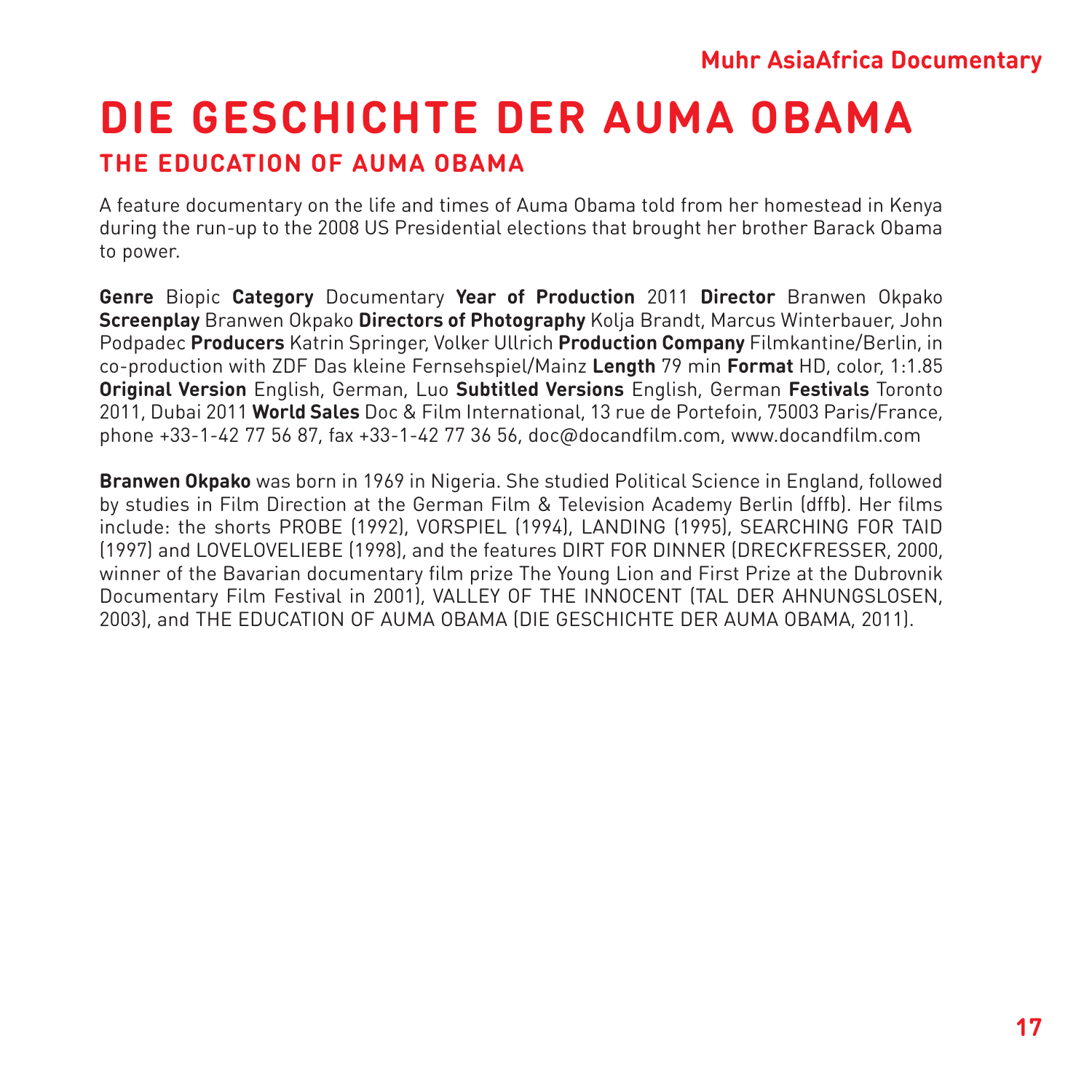# DIE GESCHICHTE DER AUMA OBAMA

## THE EDUCATION OF AUMA OBAMA

A feature documentary on the life and times of Auma Obama told from her homestead in Kenya during the run-up to the 2008 US Presidential elections that brought her brother Barack Obama to power.

**Genre** Biopic **Category** Documentary **Year of Production** 2011 **Director** Branwen Okpako **Screenplay** Branwen Okpako **Directors of Photography** Kolja Brandt, Marcus Winterbauer, John Podpadec **Producers** Katrin Springer, Volker Ullrich **Production Company** Filmkantine/Berlin, in co-production with ZDF Das kleine Fernsehspiel/Mainz **Length** 79 min **Format** HD, color, 1:1.85 **Original Version** English, German, Luo **Subtitled Versions** English, German **Festivals** Toronto 2011, Dubai 2011 **World Sales** Doc & Film International, 13 rue de Portefoin, 75003 Paris/France, phone +33-1-42 77 56 87, fax +33-1-42 77 36 56, doc@docandfilm.com, www.docandfilm.com

**Branwen Okpako** was born in 1969 in Nigeria. She studied Political Science in England, followed by studies in Film Direction at the German Film & Television Academy Berlin (dffb). Her films include: the shorts PROBE (1992), VORSPIEL (1994), LANDING (1995), SEARCHING FOR TAID (1997) and LOVELOVELIEBE (1998), and the features DIRT FOR DINNER (DRECKFRESSER, 2000, winner of the Bavarian documentary film prize The Young Lion and First Prize at the Dubrovnik Documentary Film Festival in 2001), VALLEY OF THE INNOCENT (TAL DER AHNUNGSLOSEN, 2003), and THE EDUCATION OF AUMA OBAMA (DIE GESCHICHTE DER AUMA OBAMA, 2011).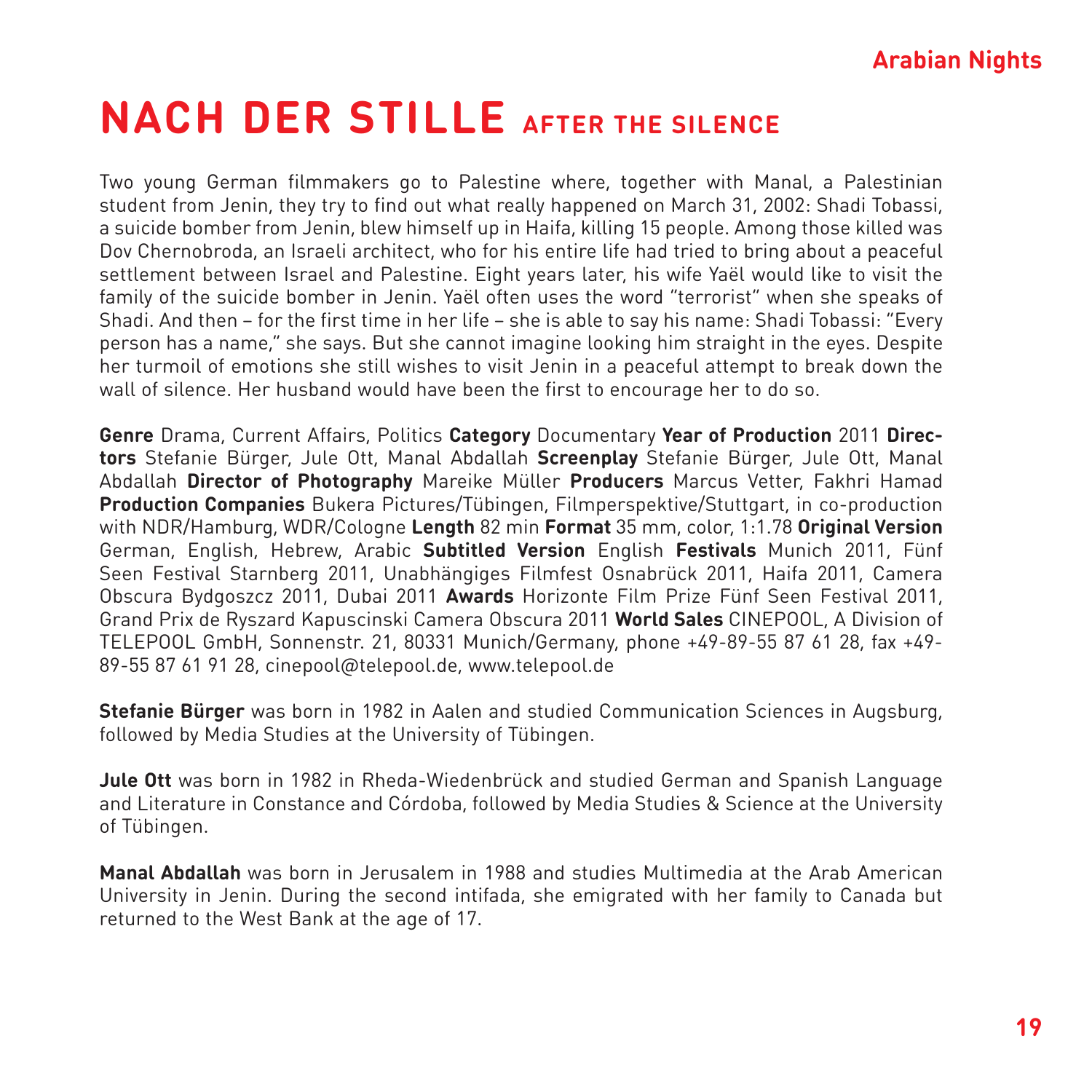# NACH DER STILLE AFTER THE SILENCE

Two young German filmmakers go to Palestine where, together with Manal, a Palestinian student from Jenin, they try to find out what really happened on March 31, 2002: Shadi Tobassi, a suicide bomber from Jenin, blew himself up in Haifa, killing 15 people. Among those killed was Dov Chernobroda, an Israeli architect, who for his entire life had tried to bring about a peaceful settlement between Israel and Palestine. Eight years later, his wife Yaël would like to visit the family of the suicide bomber in Jenin. Yaël often uses the word "terrorist" when she speaks of Shadi. And then – for the first time in her life – she is able to say his name: Shadi Tobassi: "Every person has a name," she says. But she cannot imagine looking him straight in the eyes. Despite her turmoil of emotions she still wishes to visit Jenin in a peaceful attempt to break down the wall of silence. Her husband would have been the first to encourage her to do so.

**Genre** Drama, Current Affairs, Politics **Category** Documentary **Year of Production** 2011 **Directors** Stefanie Bürger, Jule Ott, Manal Abdallah **Screenplay** Stefanie Bürger, Jule Ott, Manal Abdallah **Director of Photography** Mareike Müller **Producers** Marcus Vetter, Fakhri Hamad **Production Companies** Bukera Pictures/Tübingen, Filmperspektive/Stuttgart, in co-production with NDR/Hamburg, WDR/Cologne **Length** 82 min **Format** 35 mm, color, 1:1.78 **Original Version** German, English, Hebrew, Arabic **Subtitled Version** English **Festivals** Munich 2011, Fünf Seen Festival Starnberg 2011, Unabhängiges Filmfest Osnabrück 2011, Haifa 2011, Camera Obscura Bydgoszcz 2011, Dubai 2011 **Awards** Horizonte Film Prize Fünf Seen Festival 2011, Grand Prix de Ryszard Kapuscinski Camera Obscura 2011 **World Sales** CINEPOOL, A Division of TELEPOOL GmbH, Sonnenstr. 21, 80331 Munich/Germany, phone +49-89-55 87 61 28, fax +49-89-55 87 61 91 28, cinepool@telepool.de, www.telepool.de

**Stefanie Bürger** was born in 1982 in Aalen and studied Communication Sciences in Augsburg, followed by Media Studies at the University of Tübingen.

**Jule Ott** was born in 1982 in Rheda-Wiedenbrück and studied German and Spanish Language and Literature in Constance and Córdoba, followed by Media Studies & Science at the University of Tübingen.

**Manal Abdallah** was born in Jerusalem in 1988 and studies Multimedia at the Arab American University in Jenin. During the second intifada, she emigrated with her family to Canada but returned to the West Bank at the age of 17.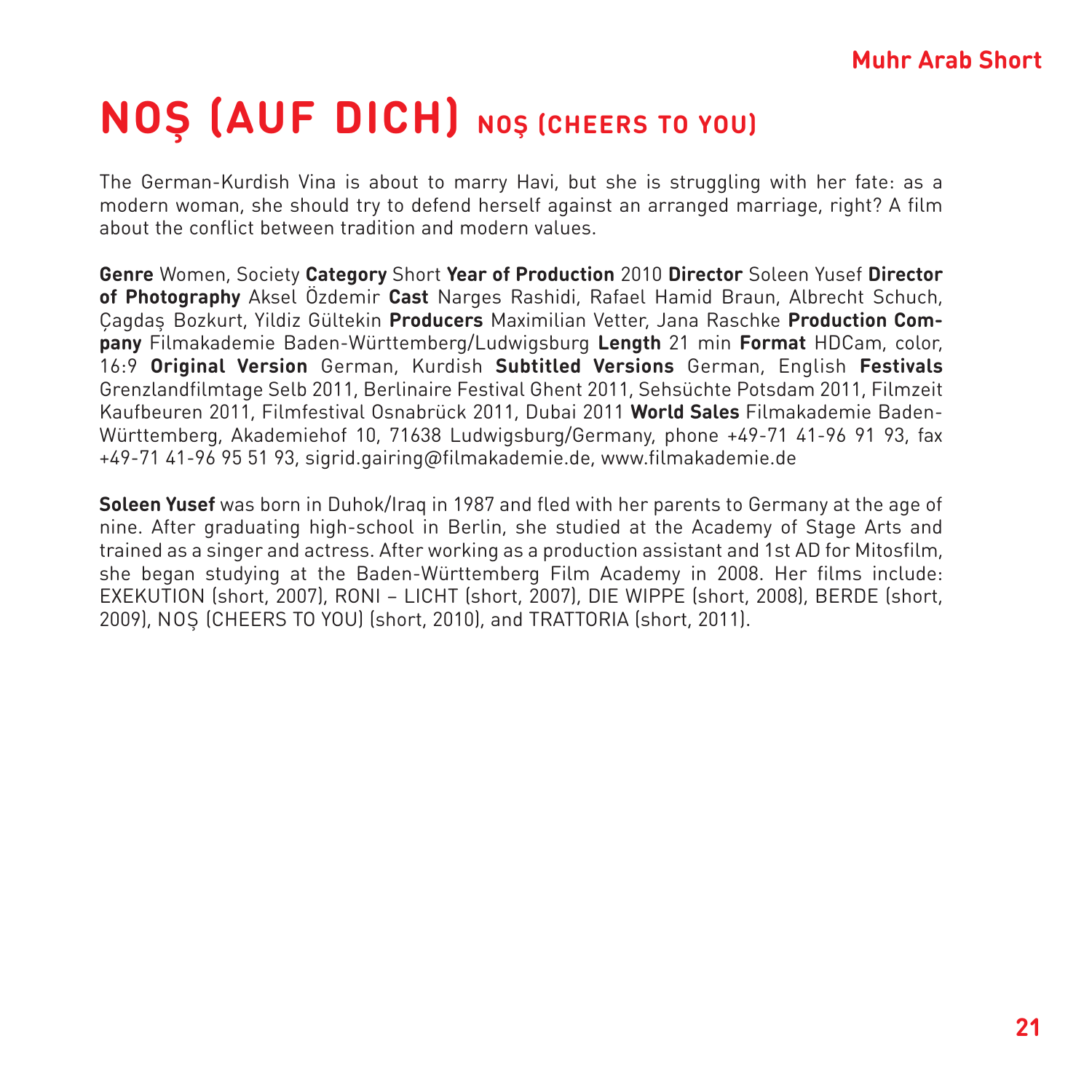# NOŞ (AUF DICH) NOŞ (CHEERS TO YOU)

The German-Kurdish Vina is about to marry Havi, but she is struggling with her fate: as a modern woman, she should try to defend herself against an arranged marriage, right? A film about the conflict between tradition and modern values.

**Genre** Women, Society **Category** Short **Year of Production** 2010 **Director** Soleen Yusef **Director of Photography** Aksel Özdemir **Cast** Narges Rashidi, Rafael Hamid Braun, Albrecht Schuch, Çagdaş Bozkurt, Yildiz Gültekin **Producers** Maximilian Vetter, Jana Raschke **Production Company** Filmakademie Baden-Württemberg/Ludwigsburg **Length** 21 min **Format** HDCam, color, 16:9 **Original Version** German, Kurdish **Subtitled Versions** German, English **Festivals** Grenzlandfilmtage Selb 2011, Berlinaire Festival Ghent 2011, Sehsüchte Potsdam 2011, Filmzeit Kaufbeuren 2011, Filmfestival Osnabrück 2011, Dubai 2011 **World Sales** Filmakademie Baden-Württemberg, Akademiehof 10, 71638 Ludwigsburg/Germany, phone +49-71 41-96 91 93, fax +49-71 41-96 95 51 93, sigrid.gairing@filmakademie.de, www.filmakademie.de

**Soleen Yusef** was born in Duhok/Iraq in 1987 and fled with her parents to Germany at the age of nine. After graduating high-school in Berlin, she studied at the Academy of Stage Arts and trained as a singer and actress. After working as a production assistant and 1st AD for Mitosfilm, she began studying at the Baden-Württemberg Film Academy in 2008. Her films include: EXEKUTION (short, 2007), RONI – LICHT (short, 2007), DIE WIPPE (short, 2008), BERDE (short, 2009), NOŞ (CHEERS TO YOU) (short, 2010), and TRATTORIA (short, 2011).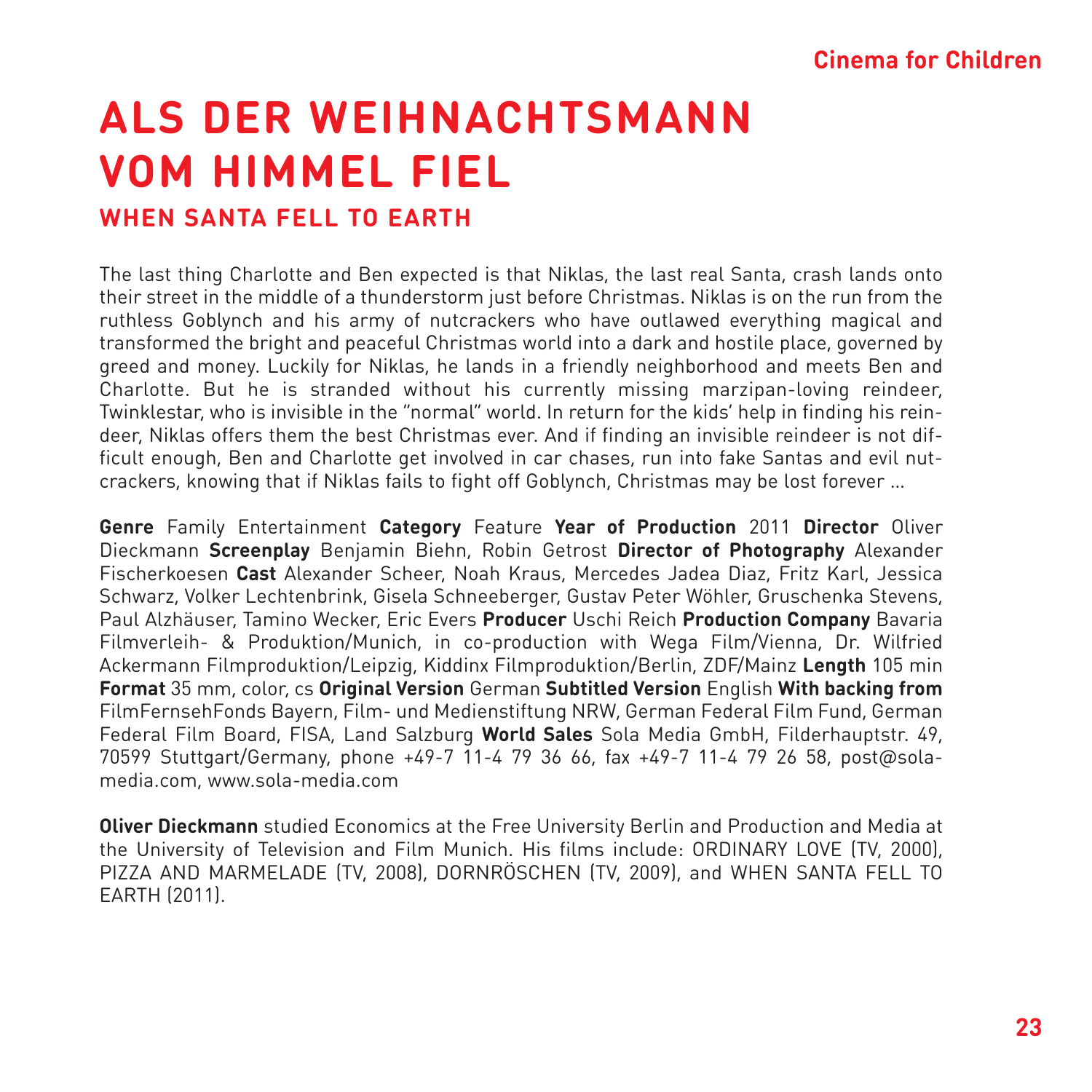# ALS DER WEIHNACHTSMANN VOM HIMMEL FIEL

## WHEN SANTA FELL TO EARTH

The last thing Charlotte and Ben expected is that Niklas, the last real Santa, crash lands onto their street in the middle of a thunderstorm just before Christmas. Niklas is on the run from the ruthless Goblynch and his army of nutcrackers who have outlawed everything magical and transformed the bright and peaceful Christmas world into a dark and hostile place, governed by greed and money. Luckily for Niklas, he lands in a friendly neighborhood and meets Ben and Charlotte. But he is stranded without his currently missing marzipan-loving reindeer, Twinklestar, who is invisible in the "normal" world. In return for the kids' help in finding his reindeer, Niklas offers them the best Christmas ever. And if finding an invisible reindeer is not difficult enough, Ben and Charlotte get involved in car chases, run into fake Santas and evil nutcrackers, knowing that if Niklas fails to fight off Goblynch, Christmas may be lost forever ...

**Genre** Family Entertainment **Category** Feature **Year of Production** 2011 **Director** Oliver Dieckmann **Screenplay** Benjamin Biehn, Robin Getrost **Director of Photography** Alexander Fischerkoesen **Cast** Alexander Scheer, Noah Kraus, Mercedes Jadea Diaz, Fritz Karl, Jessica Schwarz, Volker Lechtenbrink, Gisela Schneeberger, Gustav Peter Wöhler, Gruschenka Stevens, Paul Alzhäuser, Tamino Wecker, Eric Evers **Producer** Uschi Reich **Production Company** Bavaria Filmverleih- & Produktion/Munich, in co-production with Wega Film/Vienna, Dr. Wilfried Ackermann Filmproduktion/Leipzig, Kiddinx Filmproduktion/Berlin, ZDF/Mainz **Length** 105 min **Format** 35 mm, color, cs **Original Version** German **Subtitled Version** English **With backing from** FilmFernsehFonds Bayern, Film- und Medienstiftung NRW, German Federal Film Fund, German Federal Film Board, FISA, Land Salzburg **World Sales** Sola Media GmbH, Filderhauptstr. 49, 70599 Stuttgart/Germany, phone +49-7 11-4 79 36 66, fax +49-7 11-4 79 26 58, post@sola-media.com, www.sola-media.com

**Oliver Dieckmann** studied Economics at the Free University Berlin and Production and Media at the University of Television and Film Munich. His films include: ORDINARY LOVE (TV, 2000), PIZZA AND MARMELADE (TV, 2008), DORNRÖSCHEN (TV, 2009), and WHEN SANTA FELL TO EARTH (2011).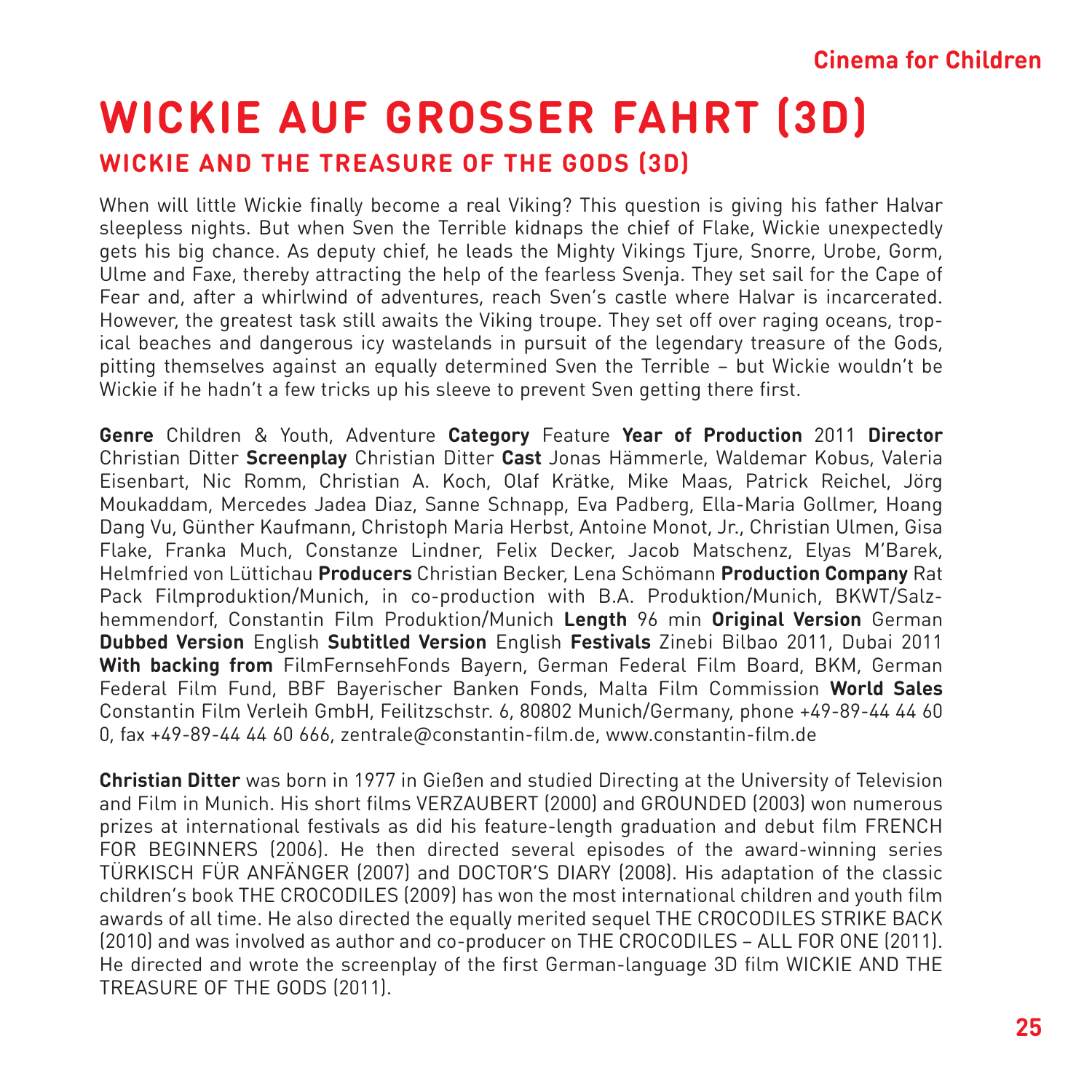# WICKIE AUF GROSSER FAHRT (3D)

## WICKIE AND THE TREASURE OF THE GODS (3D)

When will little Wickie finally become a real Viking? This question is giving his father Halvar sleepless nights. But when Sven the Terrible kidnaps the chief of Flake, Wickie unexpectedly gets his big chance. As deputy chief, he leads the Mighty Vikings Tjure, Snorre, Urobe, Gorm, Ulme and Faxe, thereby attracting the help of the fearless Svenja. They set sail for the Cape of Fear and, after a whirlwind of adventures, reach Sven's castle where Halvar is incarcerated. However, the greatest task still awaits the Viking troupe. They set off over raging oceans, tropical beaches and dangerous icy wastelands in pursuit of the legendary treasure of the Gods, pitting themselves against an equally determined Sven the Terrible – but Wickie wouldn't be Wickie if he hadn't a few tricks up his sleeve to prevent Sven getting there first.

**Genre** Children & Youth, Adventure **Category** Feature **Year of Production** 2011 **Director** Christian Ditter **Screenplay** Christian Ditter **Cast** Jonas Hämmerle, Waldemar Kobus, Valeria Eisenbart, Nic Romm, Christian A. Koch, Olaf Krätke, Mike Maas, Patrick Reichel, Jörg Moukaddam, Mercedes Jadea Diaz, Sanne Schnapp, Eva Padberg, Ella-Maria Gollmer, Hoang Dang Vu, Günther Kaufmann, Christoph Maria Herbst, Antoine Monot, Jr., Christian Ulmen, Gisa Flake, Franka Much, Constanze Lindner, Felix Decker, Jacob Matschenz, Elyas M'Barek, Helmfried von Lüttichau **Producers** Christian Becker, Lena Schömann **Production Company** Rat Pack Filmproduktion/Munich, in co-production with B.A. Produktion/Munich, BKWT/Salzhemmendorf, Constantin Film Produktion/Munich **Length** 96 min **Original Version** German **Dubbed Version** English **Subtitled Version** English **Festivals** Zinebi Bilbao 2011, Dubai 2011 **With backing from** FilmFernsehFonds Bayern, German Federal Film Board, BKM, German Federal Film Fund, BBF Bayerischer Banken Fonds, Malta Film Commission **World Sales** Constantin Film Verleih GmbH, Feilitzschstr. 6, 80802 Munich/Germany, phone +49-89-44 44 60 0, fax +49-89-44 44 60 666, zentrale@constantin-film.de, www.constantin-film.de

**Christian Ditter** was born in 1977 in Gießen and studied Directing at the University of Television and Film in Munich. His short films VERZAUBERT (2000) and GROUNDED (2003) won numerous prizes at international festivals as did his feature-length graduation and debut film FRENCH FOR BEGINNERS (2006). He then directed several episodes of the award-winning series TÜRKISCH FÜR ANFÄNGER (2007) and DOCTOR'S DIARY (2008). His adaptation of the classic children's book THE CROCODILES (2009) has won the most international children and youth film awards of all time. He also directed the equally merited sequel THE CROCODILES STRIKE BACK (2010) and was involved as author and co-producer on THE CROCODILES – ALL FOR ONE (2011). He directed and wrote the screenplay of the first German-language 3D film WICKIE AND THE TREASURE OF THE GODS (2011).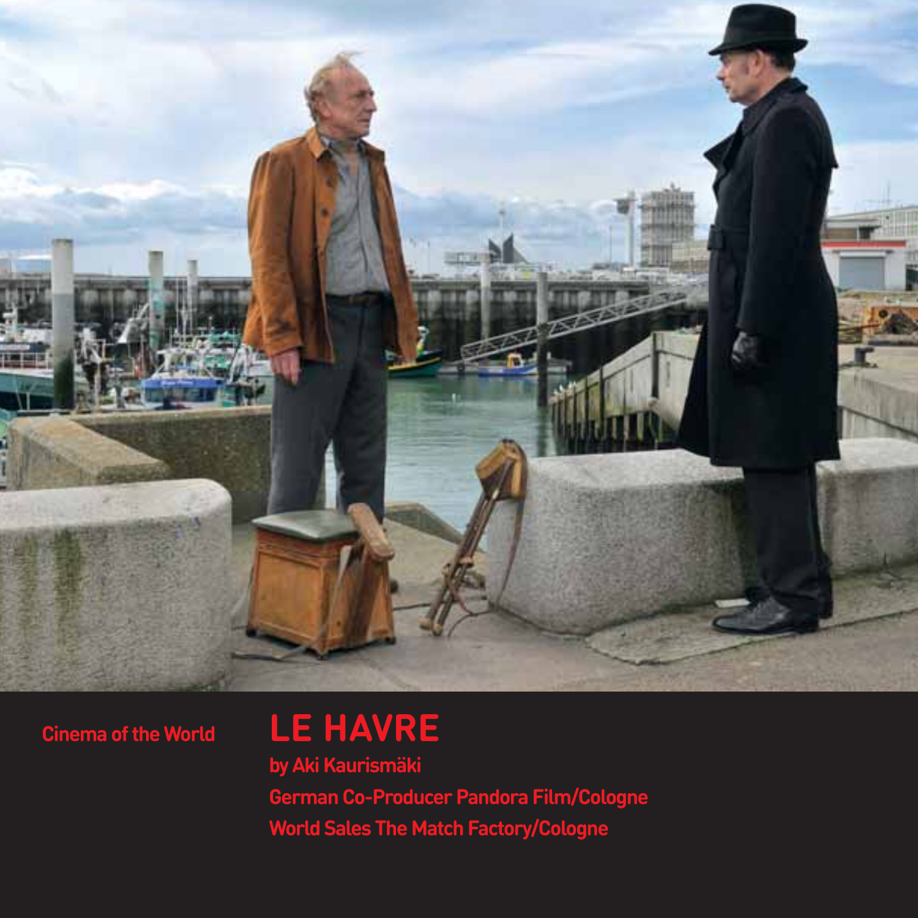Cinema of the World

# LE HAVRE

by Aki Kaurismäki

German Co-Producer Pandora Film/Cologne

World Sales The Match Factory/Cologne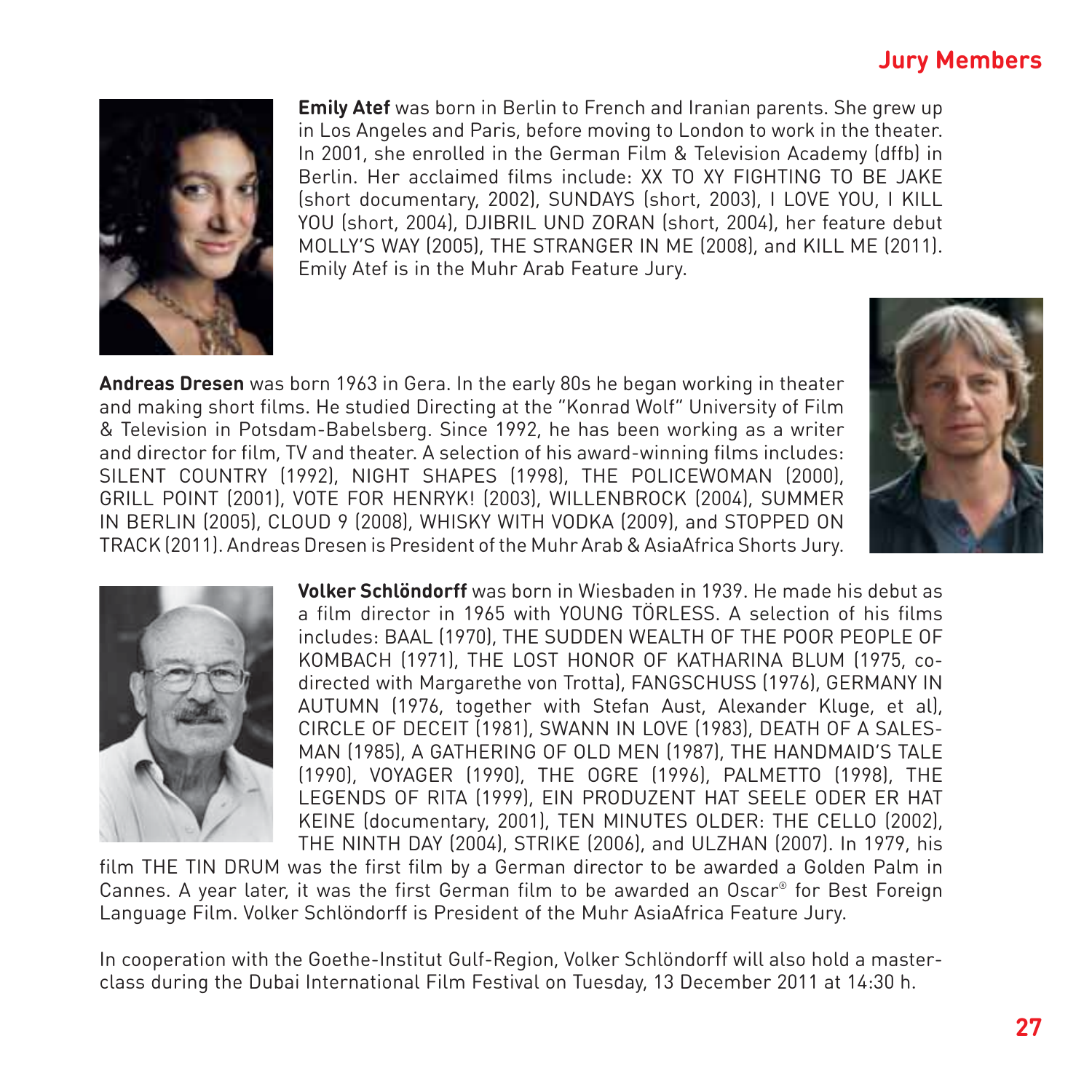# Jury Members

**Emily Atef** was born in Berlin to French and Iranian parents. She grew up in Los Angeles and Paris, before moving to London to work in the theater. In 2001, she enrolled in the German Film & Television Academy (dffb) in Berlin. Her acclaimed films include: XX TO XY FIGHTING TO BE JAKE (short documentary, 2002), SUNDAYS (short, 2003), I LOVE YOU, I KILL YOU (short, 2004), DJIBRIL UND ZORAN (short, 2004), her feature debut MOLLY'S WAY (2005), THE STRANGER IN ME (2008), and KILL ME (2011). Emily Atef is in the Muhr Arab Feature Jury.

**Andreas Dresen** was born 1963 in Gera. In the early 80s he began working in theater and making short films. He studied Directing at the "Konrad Wolf" University of Film & Television in Potsdam-Babelsberg. Since 1992, he has been working as a writer and director for film, TV and theater. A selection of his award-winning films includes: SILENT COUNTRY (1992), NIGHT SHAPES (1998), THE POLICEWOMAN (2000), GRILL POINT (2001), VOTE FOR HENRYK! (2003), WILLENBROCK (2004), SUMMER IN BERLIN (2005), CLOUD 9 (2008), WHISKY WITH VODKA (2009), and STOPPED ON TRACK (2011). Andreas Dresen is President of the Muhr Arab & AsiaAfrica Shorts Jury.

**Volker Schlöndorff** was born in Wiesbaden in 1939. He made his debut as a film director in 1965 with YOUNG TÖRLESS. A selection of his films includes: BAAL (1970), THE SUDDEN WEALTH OF THE POOR PEOPLE OF KOMBACH (1971), THE LOST HONOR OF KATHARINA BLUM (1975, co-directed with Margarethe von Trotta), FANGSCHUSS (1976), GERMANY IN AUTUMN (1976, together with Stefan Aust, Alexander Kluge, et al), CIRCLE OF DECEIT (1981), SWANN IN LOVE (1983), DEATH OF A SALESMAN (1985), A GATHERING OF OLD MEN (1987), THE HANDMAID'S TALE (1990), VOYAGER (1990), THE OGRE (1996), PALMETTO (1998), THE LEGENDS OF RITA (1999), EIN PRODUZENT HAT SEELE ODER ER HAT KEINE (documentary, 2001), TEN MINUTES OLDER: THE CELLO (2002), THE NINTH DAY (2004), STRIKE (2006), and ULZHAN (2007). In 1979, his film THE TIN DRUM was the first film by a German director to be awarded a Golden Palm in Cannes. A year later, it was the first German film to be awarded an Oscar® for Best Foreign Language Film. Volker Schlöndorff is President of the Muhr AsiaAfrica Feature Jury.

In cooperation with the Goethe-Institut Gulf-Region, Volker Schlöndorff will also hold a masterclass during the Dubai International Film Festival on Tuesday, 13 December 2011 at 14:30 h.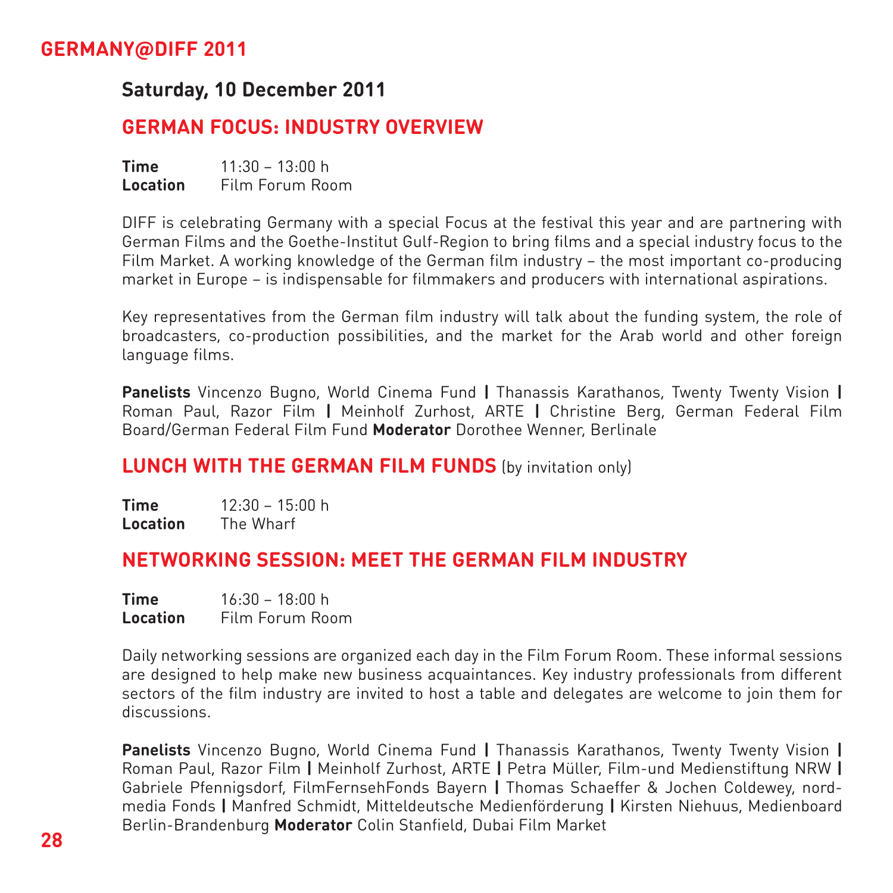## GERMANY@DIFF 2011

### Saturday, 10 December 2011

### GERMAN FOCUS: INDUSTRY OVERVIEW

**Time** 11:30 – 13:00 h
**Location** Film Forum Room

DIFF is celebrating Germany with a special Focus at the festival this year and are partnering with German Films and the Goethe-Institut Gulf-Region to bring films and a special industry focus to the Film Market. A working knowledge of the German film industry – the most important co-producing market in Europe – is indispensable for filmmakers and producers with international aspirations.

Key representatives from the German film industry will talk about the funding system, the role of broadcasters, co-production possibilities, and the market for the Arab world and other foreign language films.

**Panelists** Vincenzo Bugno, World Cinema Fund **|** Thanassis Karathanos, Twenty Twenty Vision **|** Roman Paul, Razor Film **|** Meinhof Zurhost, ARTE **|** Christine Berg, German Federal Film Board/German Federal Film Fund **Moderator** Dorothee Wenner, Berlinale

### LUNCH WITH THE GERMAN FILM FUNDS (by invitation only)

**Time** 12:30 – 15:00 h
**Location** The Wharf

### NETWORKING SESSION: MEET THE GERMAN FILM INDUSTRY

**Time** 16:30 – 18:00 h
**Location** Film Forum Room

Daily networking sessions are organized each day in the Film Forum Room. These informal sessions are designed to help make new business acquaintances. Key industry professionals from different sectors of the film industry are invited to host a table and delegates are welcome to join them for discussions.

**Panelists** Vincenzo Bugno, World Cinema Fund **|** Thanassis Karathanos, Twenty Twenty Vision **|** Roman Paul, Razor Film **|** Meinhof Zurhost, ARTE **|** Petra Müller, Film-und Medienstiftung NRW **|** Gabriele Pfennigsdorf, FilmFernsehFonds Bayern **|** Thomas Schaeffer & Jochen Coldewey, nord-media Fonds **|** Manfred Schmidt, Mitteldeutsche Medienförderung **|** Kirsten Niehuus, Medienboard Berlin-Brandenburg **Moderator** Colin Stanfield, Dubai Film Market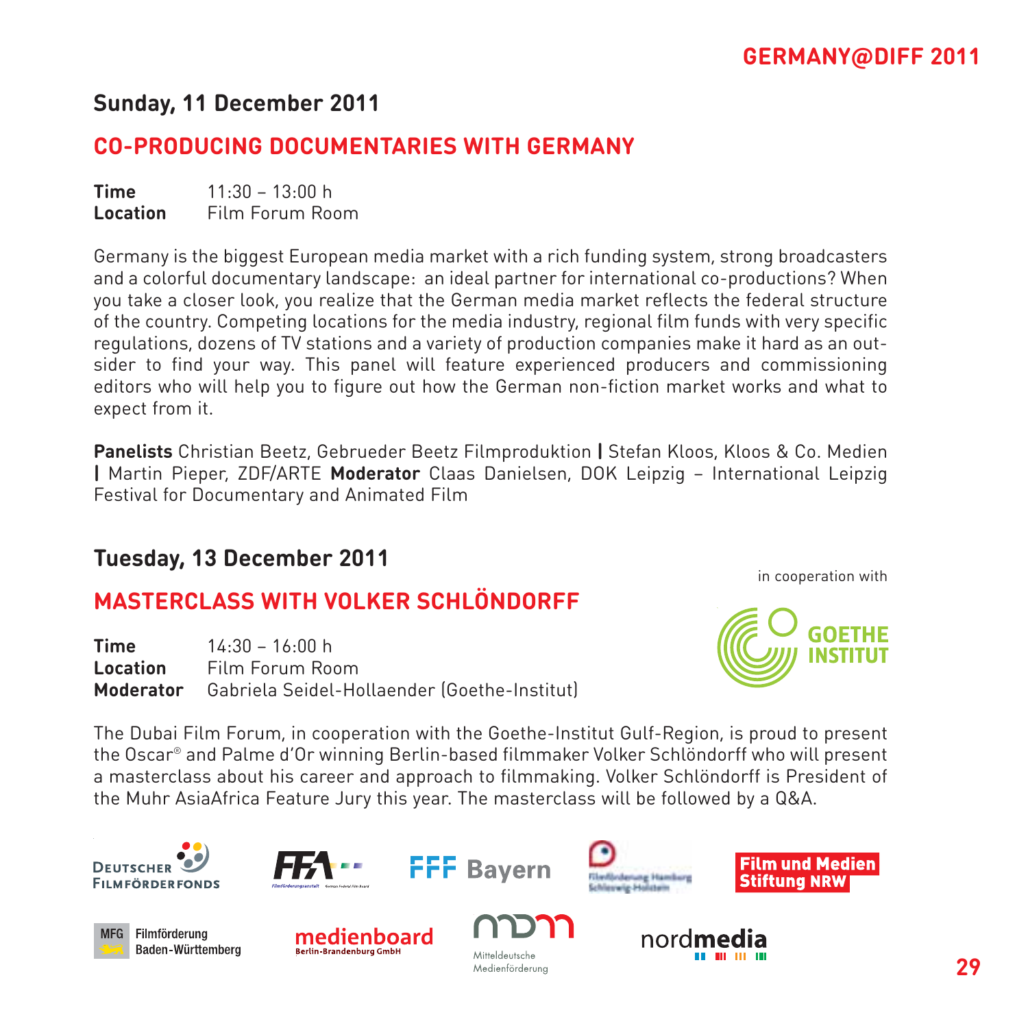## Sunday, 11 December 2011

### CO-PRODUCING DOCUMENTARIES WITH GERMANY

**Time** 11:30 – 13:00 h
**Location** Film Forum Room

Germany is the biggest European media market with a rich funding system, strong broadcasters and a colorful documentary landscape: an ideal partner for international co-productions? When you take a closer look, you realize that the German media market reflects the federal structure of the country. Competing locations for the media industry, regional film funds with very specific regulations, dozens of TV stations and a variety of production companies make it hard as an outsider to find your way. This panel will feature experienced producers and commissioning editors who will help you to figure out how the German non-fiction market works and what to expect from it.

**Panelists** Christian Beetz, Gebrueder Beetz Filmproduktion | Stefan Kloos, Kloos & Co. Medien | Martin Pieper, ZDF/ARTE **Moderator** Claas Danielsen, DOK Leipzig – International Leipzig Festival for Documentary and Animated Film

## Tuesday, 13 December 2011

### MASTERCLASS WITH VOLKER SCHLÖNDORFF

in cooperation with GOETHE INSTITUT

**Time** 14:30 – 16:00 h
**Location** Film Forum Room
**Moderator** Gabriela Seidel-Hollaender (Goethe-Institut)

The Dubai Film Forum, in cooperation with the Goethe-Institut Gulf-Region, is proud to present the Oscar® and Palme d'Or winning Berlin-based filmmaker Volker Schlöndorff who will present a masterclass about his career and approach to filmmaking. Volker Schlöndorff is President of the Muhr AsiaAfrica Feature Jury this year. The masterclass will be followed by a Q&A.

Deutscher Filmförderfonds | FFA Filmförderungsanstalt | FFF Bayern | Filmförderung Hamburg Schleswig-Holstein | Film und Medien Stiftung NRW | MFG Filmförderung Baden-Württemberg | medienboard Berlin-Brandenburg GmbH | mdm Mitteldeutsche Medienförderung | nordmedia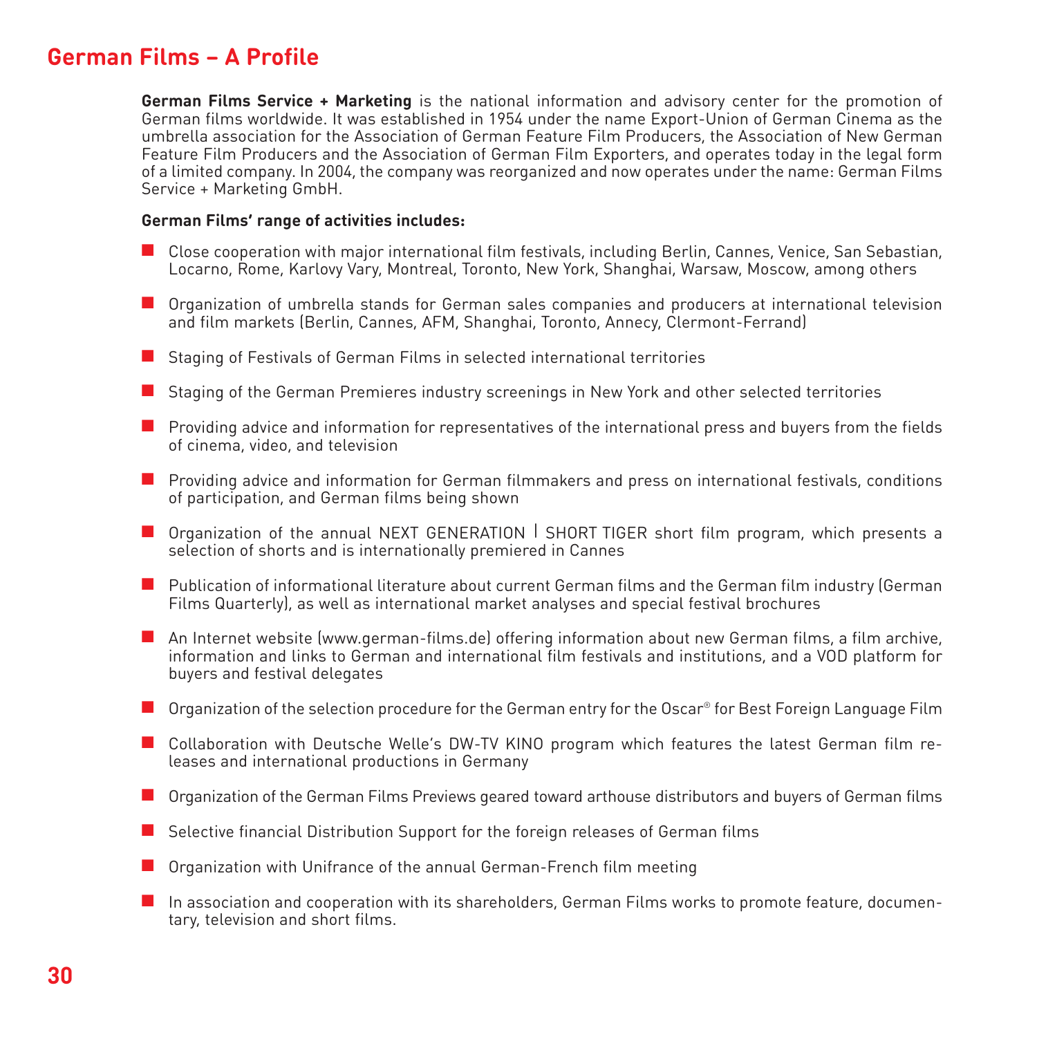# German Films – A Profile

**German Films Service + Marketing** is the national information and advisory center for the promotion of German films worldwide. It was established in 1954 under the name Export-Union of German Cinema as the umbrella association for the Association of German Feature Film Producers, the Association of New German Feature Film Producers and the Association of German Film Exporters, and operates today in the legal form of a limited company. In 2004, the company was reorganized and now operates under the name: German Films Service + Marketing GmbH.

**German Films' range of activities includes:**

- Close cooperation with major international film festivals, including Berlin, Cannes, Venice, San Sebastian, Locarno, Rome, Karlovy Vary, Montreal, Toronto, New York, Shanghai, Warsaw, Moscow, among others
- Organization of umbrella stands for German sales companies and producers at international television and film markets (Berlin, Cannes, AFM, Shanghai, Toronto, Annecy, Clermont-Ferrand)
- Staging of Festivals of German Films in selected international territories
- Staging of the German Premieres industry screenings in New York and other selected territories
- Providing advice and information for representatives of the international press and buyers from the fields of cinema, video, and television
- Providing advice and information for German filmmakers and press on international festivals, conditions of participation, and German films being shown
- Organization of the annual NEXT GENERATION | SHORT TIGER short film program, which presents a selection of shorts and is internationally premiered in Cannes
- Publication of informational literature about current German films and the German film industry (German Films Quarterly), as well as international market analyses and special festival brochures
- An Internet website (www.german-films.de) offering information about new German films, a film archive, information and links to German and international film festivals and institutions, and a VOD platform for buyers and festival delegates
- Organization of the selection procedure for the German entry for the Oscar® for Best Foreign Language Film
- Collaboration with Deutsche Welle's DW-TV KINO program which features the latest German film releases and international productions in Germany
- Organization of the German Films Previews geared toward arthouse distributors and buyers of German films
- Selective financial Distribution Support for the foreign releases of German films
- Organization with Unifrance of the annual German-French film meeting
- In association and cooperation with its shareholders, German Films works to promote feature, documentary, television and short films.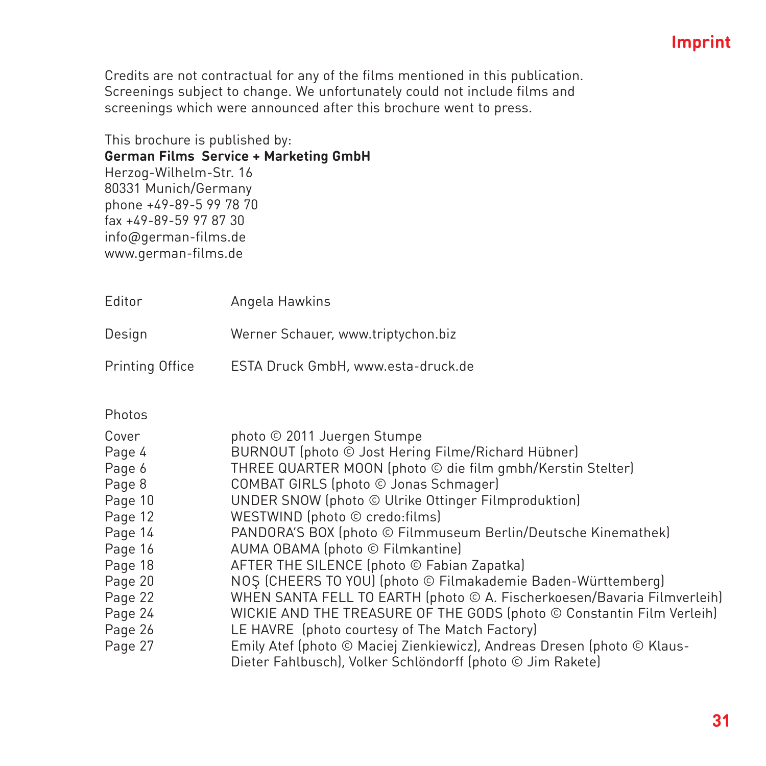# Imprint

Credits are not contractual for any of the films mentioned in this publication. Screenings subject to change. We unfortunately could not include films and screenings which were announced after this brochure went to press.

This brochure is published by:
**German Films Service + Marketing GmbH**
Herzog-Wilhelm-Str. 16
80331 Munich/Germany
phone +49-89-5 99 78 70
fax +49-89-59 97 87 30
info@german-films.de
www.german-films.de

| | |
|---|---|
| Editor | Angela Hawkins |
| Design | Werner Schauer, www.triptychon.biz |
| Printing Office | ESTA Druck GmbH, www.esta-druck.de |

Photos

| | |
|---|---|
| Cover | photo © 2011 Juergen Stumpe |
| Page 4 | BURNOUT (photo © Jost Hering Filme/Richard Hübner) |
| Page 6 | THREE QUARTER MOON (photo © die film gmbh/Kerstin Stelter) |
| Page 8 | COMBAT GIRLS (photo © Jonas Schmager) |
| Page 10 | UNDER SNOW (photo © Ulrike Ottinger Filmproduktion) |
| Page 12 | WESTWIND (photo © credo:films) |
| Page 14 | PANDORA'S BOX (photo © Filmmuseum Berlin/Deutsche Kinemathek) |
| Page 16 | AUMA OBAMA (photo © Filmkantine) |
| Page 18 | AFTER THE SILENCE (photo © Fabian Zapatka) |
| Page 20 | NOȘ (CHEERS TO YOU) (photo © Filmakademie Baden-Württemberg) |
| Page 22 | WHEN SANTA FELL TO EARTH (photo © A. Fischerkoesen/Bavaria Filmverleih) |
| Page 24 | WICKIE AND THE TREASURE OF THE GODS (photo © Constantin Film Verleih) |
| Page 26 | LE HAVRE (photo courtesy of The Match Factory) |
| Page 27 | Emily Atef (photo © Maciej Zienkiewicz), Andreas Dresen (photo © Klaus-Dieter Fahlbusch), Volker Schlöndorff (photo © Jim Rakete) |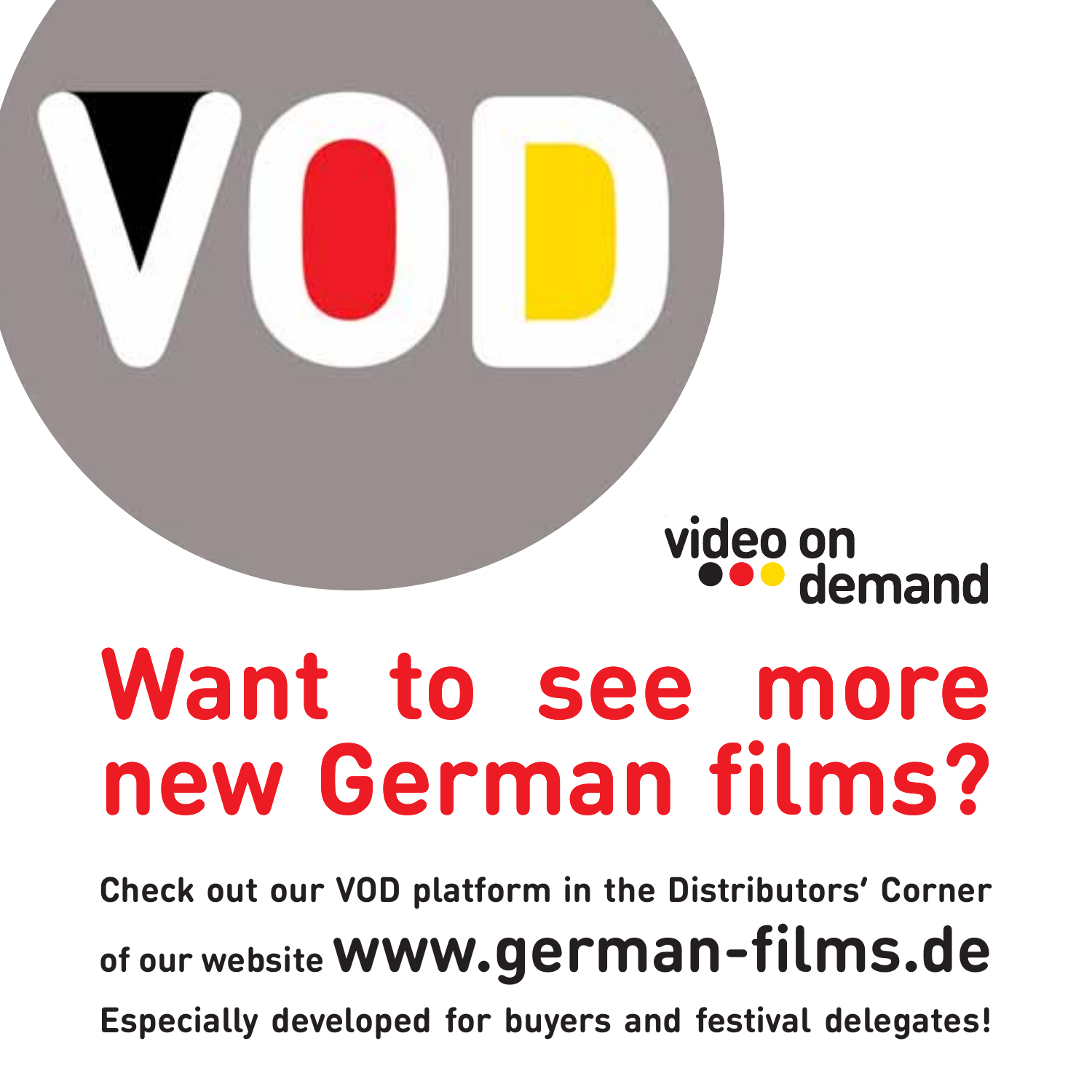VOD

video on demand

# Want to see more new German films?

**Check out our VOD platform in the Distributors' Corner of our website www.german-films.de**

**Especially developed for buyers and festival delegates!**